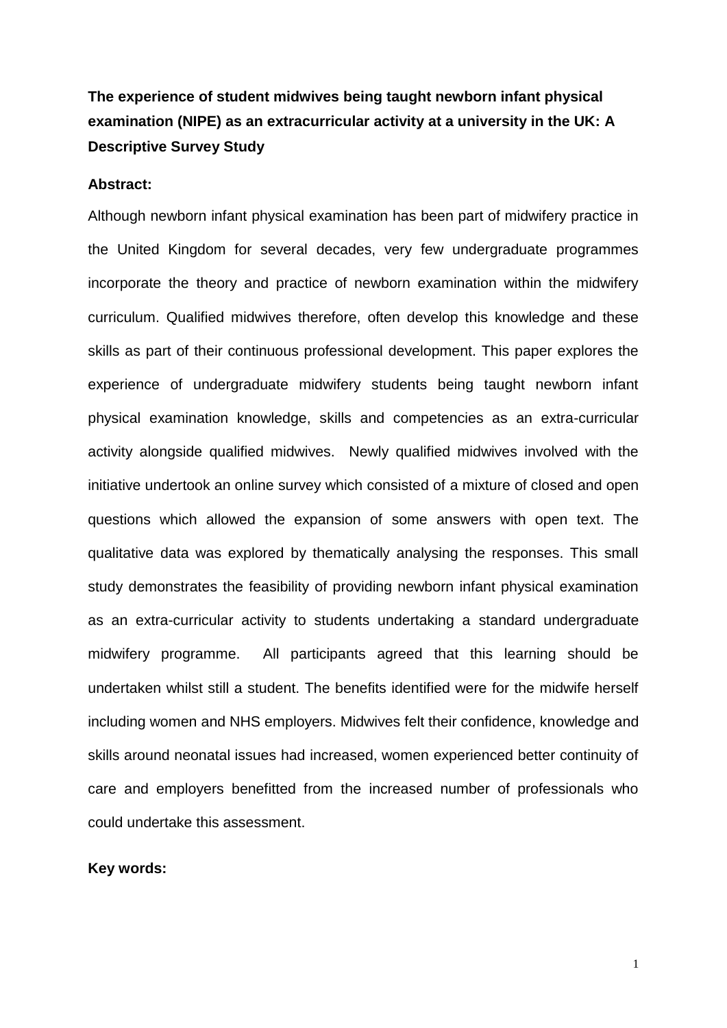# The experience of student midwives being taught newborn infant physical examination (NIPE) as an extracurricular activity at a university in the UK: A Descriptive Survey Study

**Abstract:**

Although newborn infant physical examination has been part of midwifery practice in the United Kingdom for several decades, very few undergraduate programmes incorporate the theory and practice of newborn examination within the midwifery curriculum. Qualified midwives therefore, often develop this knowledge and these skills as part of their continuous professional development. This paper explores the experience of undergraduate midwifery students being taught newborn infant physical examination knowledge, skills and competencies as an extra-curricular activity alongside qualified midwives. Newly qualified midwives involved with the initiative undertook an online survey which consisted of a mixture of closed and open questions which allowed the expansion of some answers with open text. The qualitative data was explored by thematically analysing the responses. This small study demonstrates the feasibility of providing newborn infant physical examination as an extra-curricular activity to students undertaking a standard undergraduate midwifery programme. All participants agreed that this learning should be undertaken whilst still a student. The benefits identified were for the midwife herself including women and NHS employers. Midwives felt their confidence, knowledge and skills around neonatal issues had increased, women experienced better continuity of care and employers benefitted from the increased number of professionals who could undertake this assessment.

**Key words:**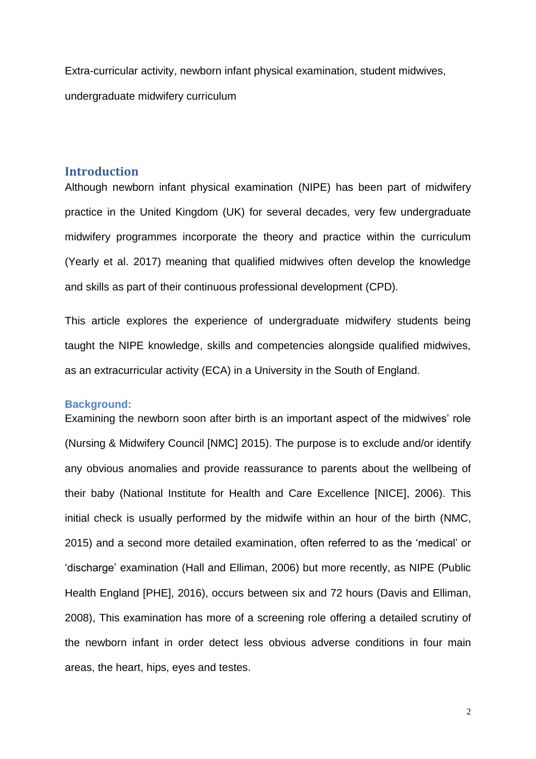Extra-curricular activity, newborn infant physical examination, student midwives, undergraduate midwifery curriculum

## Introduction

Although newborn infant physical examination (NIPE) has been part of midwifery practice in the United Kingdom (UK) for several decades, very few undergraduate midwifery programmes incorporate the theory and practice within the curriculum (Yearly et al. 2017) meaning that qualified midwives often develop the knowledge and skills as part of their continuous professional development (CPD).

This article explores the experience of undergraduate midwifery students being taught the NIPE knowledge, skills and competencies alongside qualified midwives, as an extracurricular activity (ECA) in a University in the South of England.

### Background:

Examining the newborn soon after birth is an important aspect of the midwives' role (Nursing & Midwifery Council [NMC] 2015). The purpose is to exclude and/or identify any obvious anomalies and provide reassurance to parents about the wellbeing of their baby (National Institute for Health and Care Excellence [NICE], 2006). This initial check is usually performed by the midwife within an hour of the birth (NMC, 2015) and a second more detailed examination, often referred to as the 'medical' or 'discharge' examination (Hall and Elliman, 2006) but more recently, as NIPE (Public Health England [PHE], 2016), occurs between six and 72 hours (Davis and Elliman, 2008), This examination has more of a screening role offering a detailed scrutiny of the newborn infant in order detect less obvious adverse conditions in four main areas, the heart, hips, eyes and testes.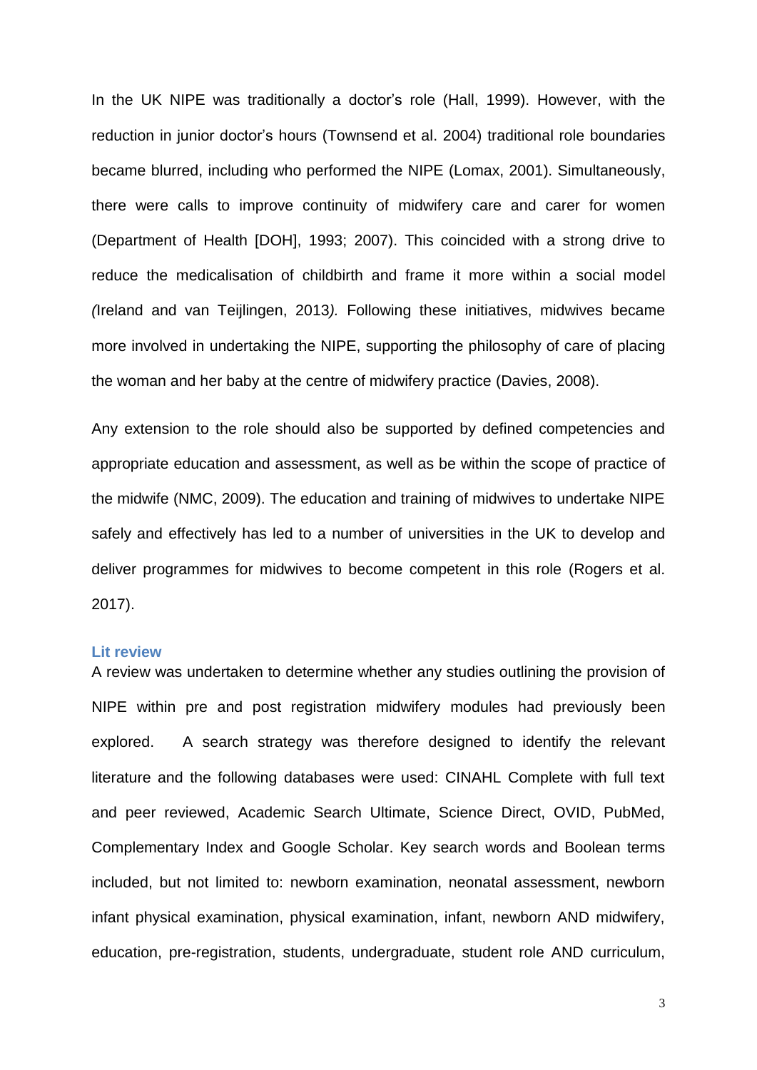In the UK NIPE was traditionally a doctor's role (Hall, 1999). However, with the reduction in junior doctor's hours (Townsend et al. 2004) traditional role boundaries became blurred, including who performed the NIPE (Lomax, 2001). Simultaneously, there were calls to improve continuity of midwifery care and carer for women (Department of Health [DOH], 1993; 2007). This coincided with a strong drive to reduce the medicalisation of childbirth and frame it more within a social model *(*Ireland and van Teijlingen, 2013*).* Following these initiatives, midwives became more involved in undertaking the NIPE, supporting the philosophy of care of placing the woman and her baby at the centre of midwifery practice (Davies, 2008).

Any extension to the role should also be supported by defined competencies and appropriate education and assessment, as well as be within the scope of practice of the midwife (NMC, 2009). The education and training of midwives to undertake NIPE safely and effectively has led to a number of universities in the UK to develop and deliver programmes for midwives to become competent in this role (Rogers et al. 2017).

## Lit review

A review was undertaken to determine whether any studies outlining the provision of NIPE within pre and post registration midwifery modules had previously been explored. A search strategy was therefore designed to identify the relevant literature and the following databases were used: CINAHL Complete with full text and peer reviewed, Academic Search Ultimate, Science Direct, OVID, PubMed, Complementary Index and Google Scholar. Key search words and Boolean terms included, but not limited to: newborn examination, neonatal assessment, newborn infant physical examination, physical examination, infant, newborn AND midwifery, education, pre-registration, students, undergraduate, student role AND curriculum,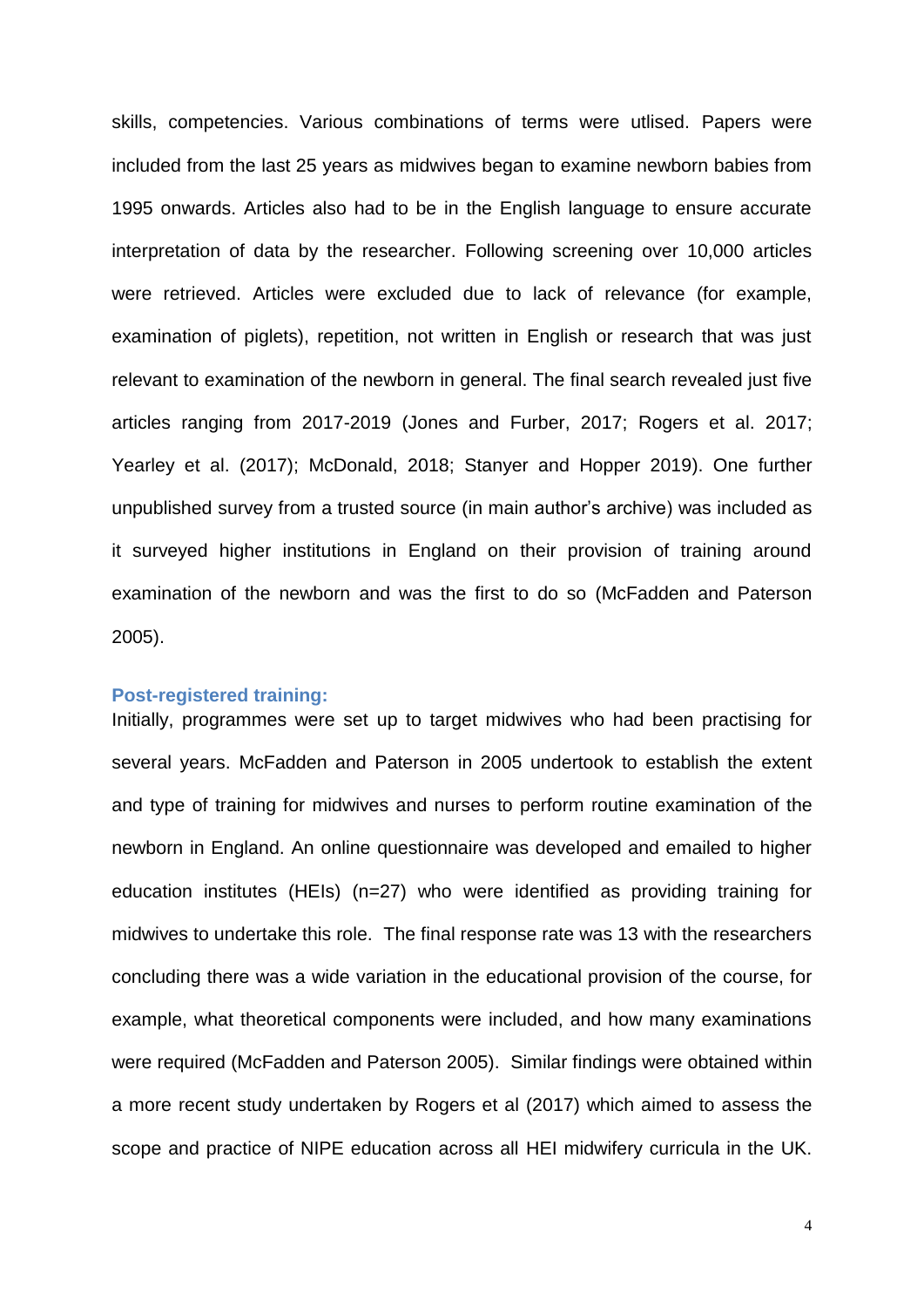skills, competencies. Various combinations of terms were utlised. Papers were included from the last 25 years as midwives began to examine newborn babies from 1995 onwards. Articles also had to be in the English language to ensure accurate interpretation of data by the researcher. Following screening over 10,000 articles were retrieved. Articles were excluded due to lack of relevance (for example, examination of piglets), repetition, not written in English or research that was just relevant to examination of the newborn in general. The final search revealed just five articles ranging from 2017-2019 (Jones and Furber, 2017; Rogers et al. 2017; Yearley et al. (2017); McDonald, 2018; Stanyer and Hopper 2019). One further unpublished survey from a trusted source (in main author's archive) was included as it surveyed higher institutions in England on their provision of training around examination of the newborn and was the first to do so (McFadden and Paterson 2005).

### Post-registered training:

Initially, programmes were set up to target midwives who had been practising for several years. McFadden and Paterson in 2005 undertook to establish the extent and type of training for midwives and nurses to perform routine examination of the newborn in England. An online questionnaire was developed and emailed to higher education institutes (HEIs) (n=27) who were identified as providing training for midwives to undertake this role. The final response rate was 13 with the researchers concluding there was a wide variation in the educational provision of the course, for example, what theoretical components were included, and how many examinations were required (McFadden and Paterson 2005). Similar findings were obtained within a more recent study undertaken by Rogers et al (2017) which aimed to assess the scope and practice of NIPE education across all HEI midwifery curricula in the UK.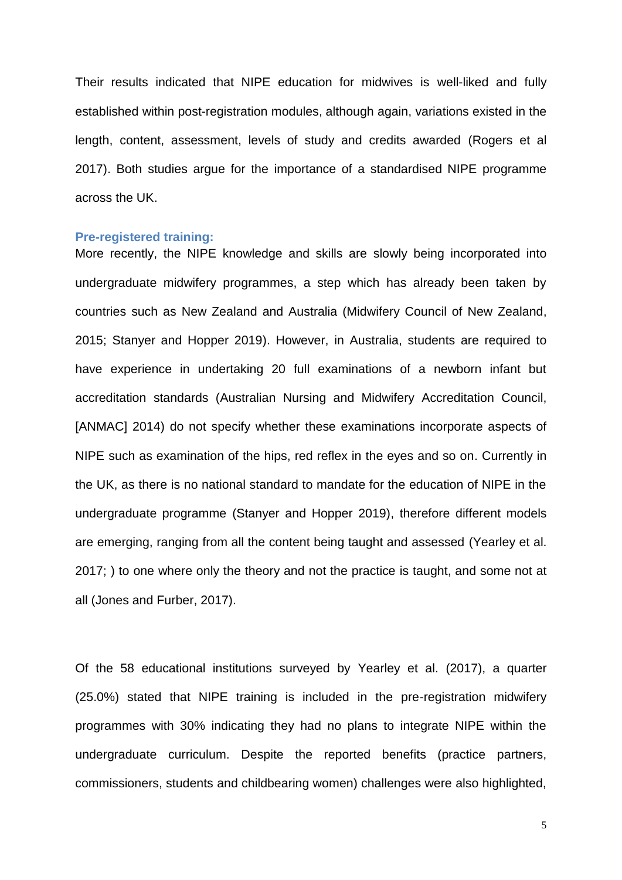Their results indicated that NIPE education for midwives is well-liked and fully established within post-registration modules, although again, variations existed in the length, content, assessment, levels of study and credits awarded (Rogers et al 2017). Both studies argue for the importance of a standardised NIPE programme across the UK.

### Pre-registered training:

More recently, the NIPE knowledge and skills are slowly being incorporated into undergraduate midwifery programmes, a step which has already been taken by countries such as New Zealand and Australia (Midwifery Council of New Zealand, 2015; Stanyer and Hopper 2019). However, in Australia, students are required to have experience in undertaking 20 full examinations of a newborn infant but accreditation standards (Australian Nursing and Midwifery Accreditation Council, [ANMAC] 2014) do not specify whether these examinations incorporate aspects of NIPE such as examination of the hips, red reflex in the eyes and so on. Currently in the UK, as there is no national standard to mandate for the education of NIPE in the undergraduate programme (Stanyer and Hopper 2019), therefore different models are emerging, ranging from all the content being taught and assessed (Yearley et al. 2017; ) to one where only the theory and not the practice is taught, and some not at all (Jones and Furber, 2017).

Of the 58 educational institutions surveyed by Yearley et al. (2017), a quarter (25.0%) stated that NIPE training is included in the pre-registration midwifery programmes with 30% indicating they had no plans to integrate NIPE within the undergraduate curriculum. Despite the reported benefits (practice partners, commissioners, students and childbearing women) challenges were also highlighted,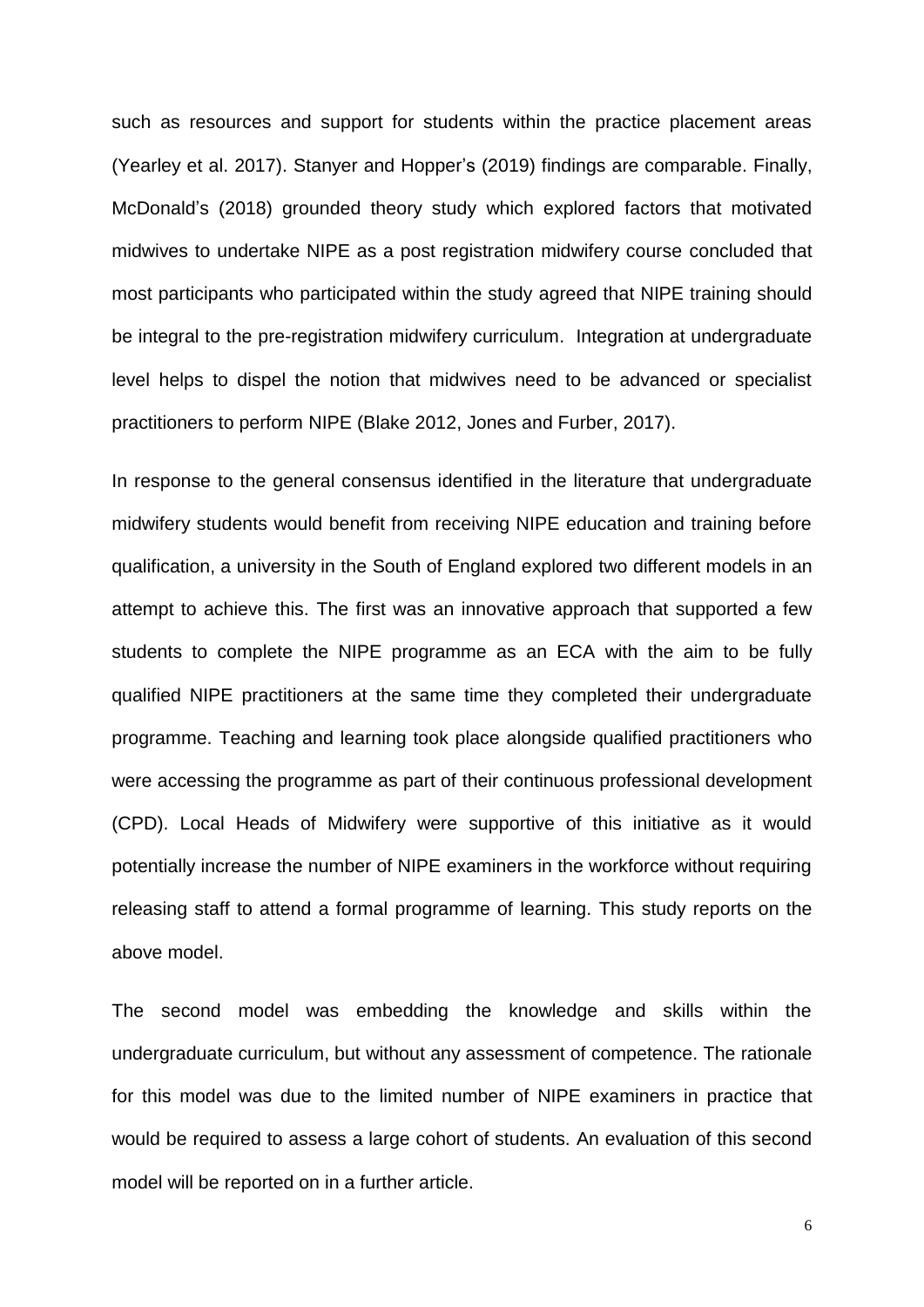such as resources and support for students within the practice placement areas (Yearley et al. 2017). Stanyer and Hopper's (2019) findings are comparable. Finally, McDonald's (2018) grounded theory study which explored factors that motivated midwives to undertake NIPE as a post registration midwifery course concluded that most participants who participated within the study agreed that NIPE training should be integral to the pre-registration midwifery curriculum. Integration at undergraduate level helps to dispel the notion that midwives need to be advanced or specialist practitioners to perform NIPE (Blake 2012, Jones and Furber, 2017).

In response to the general consensus identified in the literature that undergraduate midwifery students would benefit from receiving NIPE education and training before qualification, a university in the South of England explored two different models in an attempt to achieve this. The first was an innovative approach that supported a few students to complete the NIPE programme as an ECA with the aim to be fully qualified NIPE practitioners at the same time they completed their undergraduate programme. Teaching and learning took place alongside qualified practitioners who were accessing the programme as part of their continuous professional development (CPD). Local Heads of Midwifery were supportive of this initiative as it would potentially increase the number of NIPE examiners in the workforce without requiring releasing staff to attend a formal programme of learning. This study reports on the above model.

The second model was embedding the knowledge and skills within the undergraduate curriculum, but without any assessment of competence. The rationale for this model was due to the limited number of NIPE examiners in practice that would be required to assess a large cohort of students. An evaluation of this second model will be reported on in a further article.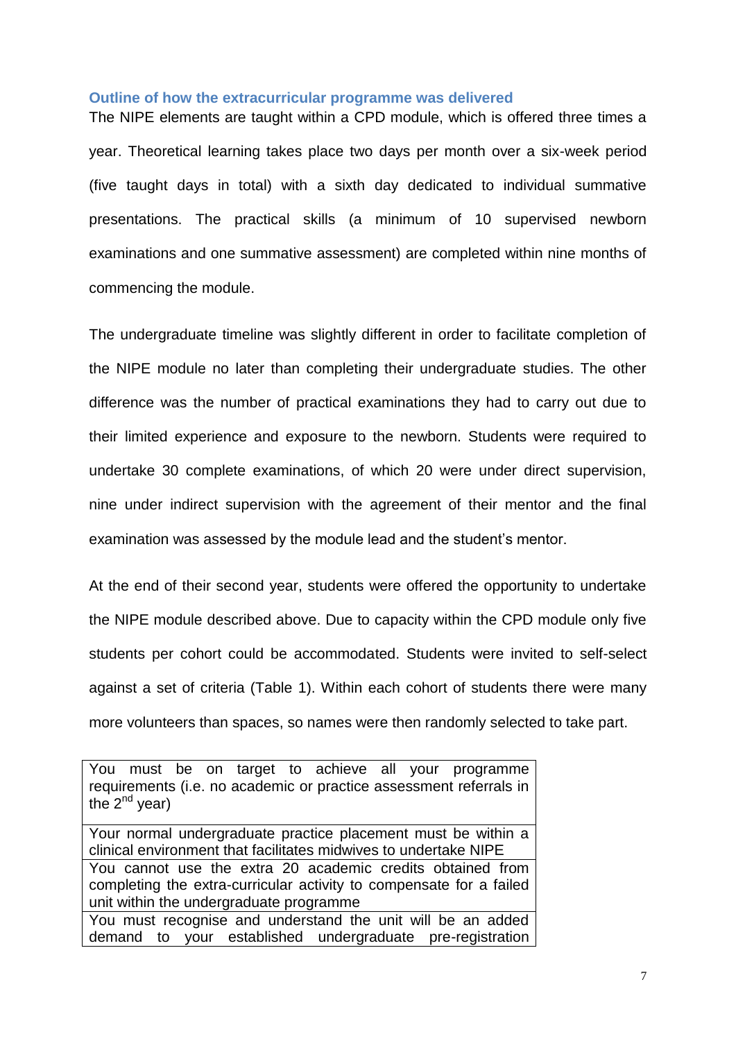### Outline of how the extracurricular programme was delivered

The NIPE elements are taught within a CPD module, which is offered three times a year. Theoretical learning takes place two days per month over a six-week period (five taught days in total) with a sixth day dedicated to individual summative presentations. The practical skills (a minimum of 10 supervised newborn examinations and one summative assessment) are completed within nine months of commencing the module.

The undergraduate timeline was slightly different in order to facilitate completion of the NIPE module no later than completing their undergraduate studies. The other difference was the number of practical examinations they had to carry out due to their limited experience and exposure to the newborn. Students were required to undertake 30 complete examinations, of which 20 were under direct supervision, nine under indirect supervision with the agreement of their mentor and the final examination was assessed by the module lead and the student's mentor.

At the end of their second year, students were offered the opportunity to undertake the NIPE module described above. Due to capacity within the CPD module only five students per cohort could be accommodated. Students were invited to self-select against a set of criteria (Table 1). Within each cohort of students there were many more volunteers than spaces, so names were then randomly selected to take part.

| |
|---|
| You must be on target to achieve all your programme requirements (i.e. no academic or practice assessment referrals in the 2nd year) |
| Your normal undergraduate practice placement must be within a clinical environment that facilitates midwives to undertake NIPE |
| You cannot use the extra 20 academic credits obtained from completing the extra-curricular activity to compensate for a failed unit within the undergraduate programme |
| You must recognise and understand the unit will be an added demand to your established undergraduate pre-registration |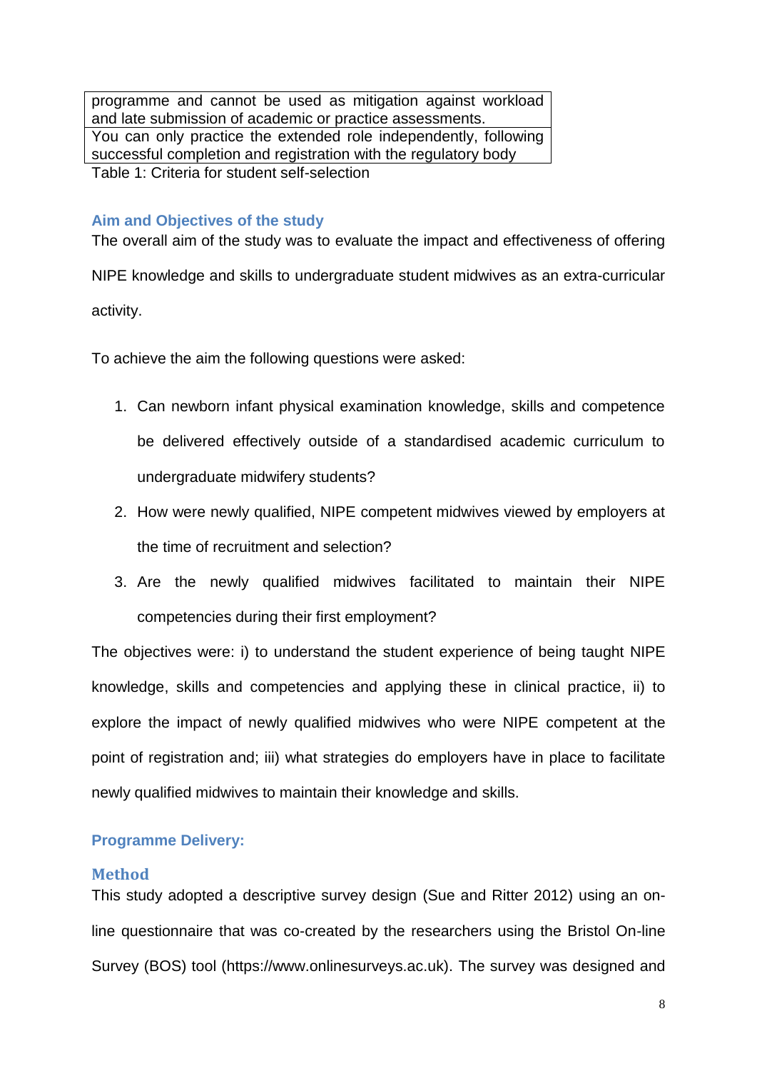| |
|---|
| programme and cannot be used as mitigation against workload and late submission of academic or practice assessments. |
| You can only practice the extended role independently, following successful completion and registration with the regulatory body |

Table 1: Criteria for student self-selection

## Aim and Objectives of the study

The overall aim of the study was to evaluate the impact and effectiveness of offering NIPE knowledge and skills to undergraduate student midwives as an extra-curricular activity.

To achieve the aim the following questions were asked:

1. Can newborn infant physical examination knowledge, skills and competence be delivered effectively outside of a standardised academic curriculum to undergraduate midwifery students?
2. How were newly qualified, NIPE competent midwives viewed by employers at the time of recruitment and selection?
3. Are the newly qualified midwives facilitated to maintain their NIPE competencies during their first employment?

The objectives were: i) to understand the student experience of being taught NIPE knowledge, skills and competencies and applying these in clinical practice, ii) to explore the impact of newly qualified midwives who were NIPE competent at the point of registration and; iii) what strategies do employers have in place to facilitate newly qualified midwives to maintain their knowledge and skills.

## Programme Delivery:

## Method

This study adopted a descriptive survey design (Sue and Ritter 2012) using an on-line questionnaire that was co-created by the researchers using the Bristol On-line Survey (BOS) tool (https://www.onlinesurveys.ac.uk). The survey was designed and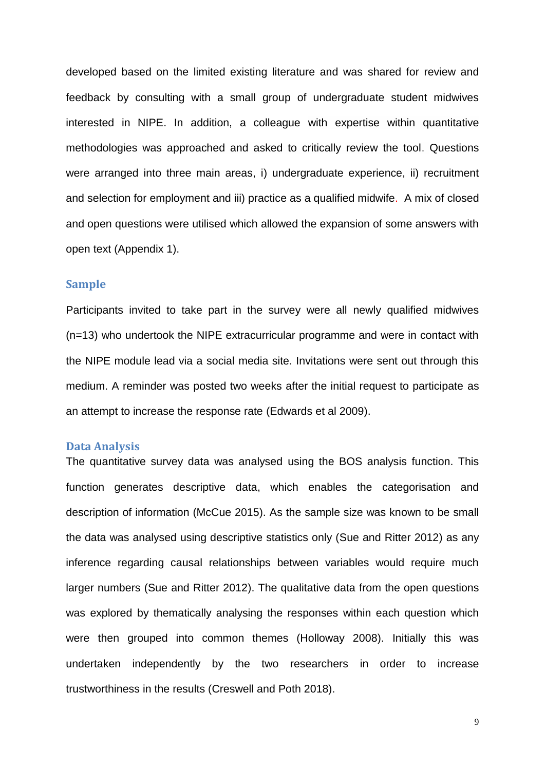developed based on the limited existing literature and was shared for review and feedback by consulting with a small group of undergraduate student midwives interested in NIPE. In addition, a colleague with expertise within quantitative methodologies was approached and asked to critically review the tool. Questions were arranged into three main areas, i) undergraduate experience, ii) recruitment and selection for employment and iii) practice as a qualified midwife. A mix of closed and open questions were utilised which allowed the expansion of some answers with open text (Appendix 1).

## Sample

Participants invited to take part in the survey were all newly qualified midwives (n=13) who undertook the NIPE extracurricular programme and were in contact with the NIPE module lead via a social media site. Invitations were sent out through this medium. A reminder was posted two weeks after the initial request to participate as an attempt to increase the response rate (Edwards et al 2009).

## Data Analysis

The quantitative survey data was analysed using the BOS analysis function. This function generates descriptive data, which enables the categorisation and description of information (McCue 2015). As the sample size was known to be small the data was analysed using descriptive statistics only (Sue and Ritter 2012) as any inference regarding causal relationships between variables would require much larger numbers (Sue and Ritter 2012). The qualitative data from the open questions was explored by thematically analysing the responses within each question which were then grouped into common themes (Holloway 2008). Initially this was undertaken independently by the two researchers in order to increase trustworthiness in the results (Creswell and Poth 2018).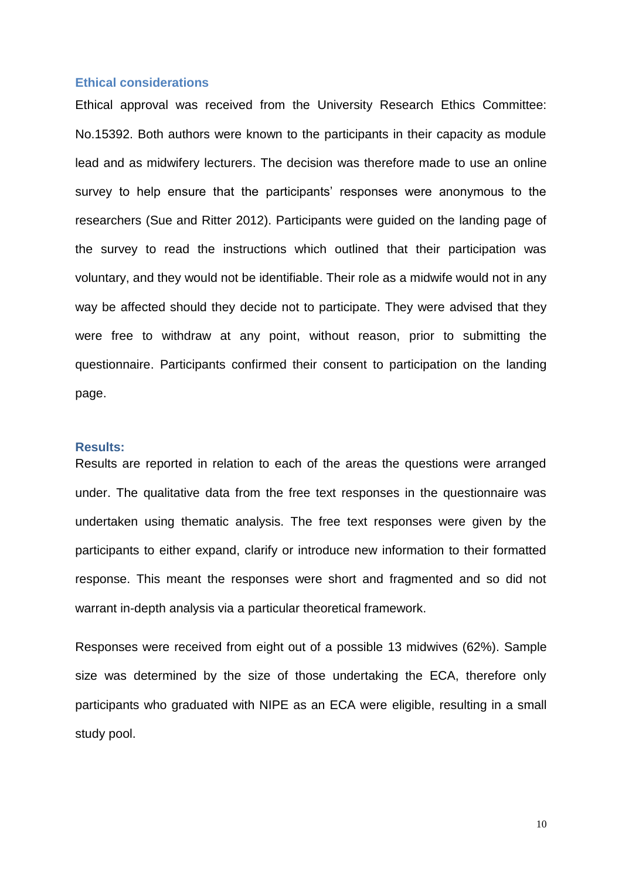### Ethical considerations

Ethical approval was received from the University Research Ethics Committee: No.15392. Both authors were known to the participants in their capacity as module lead and as midwifery lecturers. The decision was therefore made to use an online survey to help ensure that the participants' responses were anonymous to the researchers (Sue and Ritter 2012). Participants were guided on the landing page of the survey to read the instructions which outlined that their participation was voluntary, and they would not be identifiable. Their role as a midwife would not in any way be affected should they decide not to participate. They were advised that they were free to withdraw at any point, without reason, prior to submitting the questionnaire. Participants confirmed their consent to participation on the landing page.

### Results:

Results are reported in relation to each of the areas the questions were arranged under. The qualitative data from the free text responses in the questionnaire was undertaken using thematic analysis. The free text responses were given by the participants to either expand, clarify or introduce new information to their formatted response. This meant the responses were short and fragmented and so did not warrant in-depth analysis via a particular theoretical framework.

Responses were received from eight out of a possible 13 midwives (62%). Sample size was determined by the size of those undertaking the ECA, therefore only participants who graduated with NIPE as an ECA were eligible, resulting in a small study pool.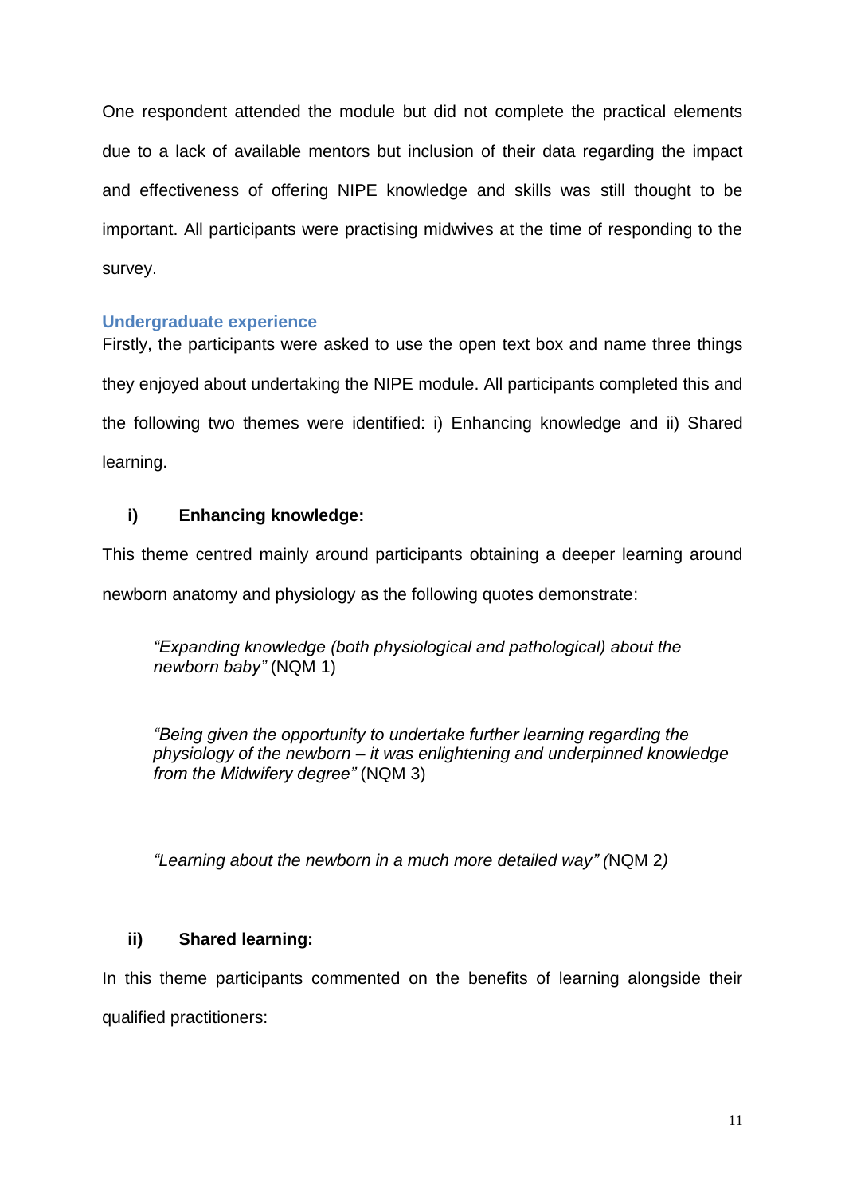One respondent attended the module but did not complete the practical elements due to a lack of available mentors but inclusion of their data regarding the impact and effectiveness of offering NIPE knowledge and skills was still thought to be important. All participants were practising midwives at the time of responding to the survey.

## Undergraduate experience

Firstly, the participants were asked to use the open text box and name three things they enjoyed about undertaking the NIPE module. All participants completed this and the following two themes were identified: i) Enhancing knowledge and ii) Shared learning.

### i) Enhancing knowledge:

This theme centred mainly around participants obtaining a deeper learning around newborn anatomy and physiology as the following quotes demonstrate:

> *"Expanding knowledge (both physiological and pathological) about the newborn baby"* (NQM 1)

> *"Being given the opportunity to undertake further learning regarding the physiology of the newborn – it was enlightening and underpinned knowledge from the Midwifery degree"* (NQM 3)

> *"Learning about the newborn in a much more detailed way" (*NQM 2*)*

### ii) Shared learning:

In this theme participants commented on the benefits of learning alongside their qualified practitioners: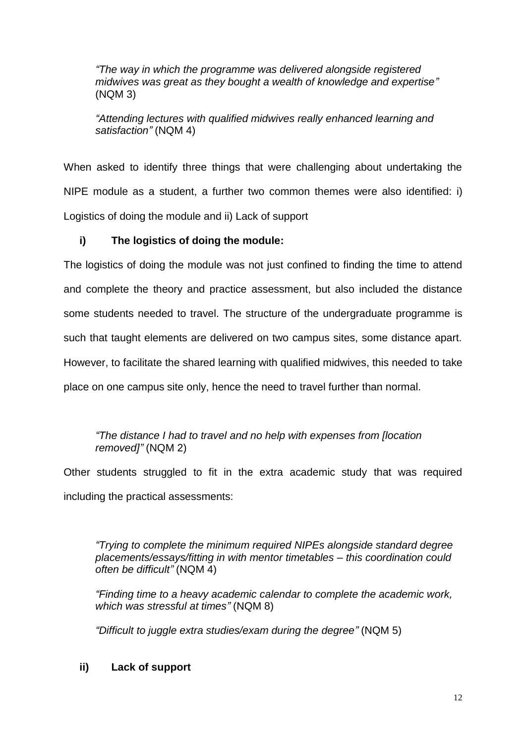> *"The way in which the programme was delivered alongside registered midwives was great as they bought a wealth of knowledge and expertise"* (NQM 3)
>
> *"Attending lectures with qualified midwives really enhanced learning and satisfaction"* (NQM 4)

When asked to identify three things that were challenging about undertaking the NIPE module as a student, a further two common themes were also identified: i) Logistics of doing the module and ii) Lack of support

**i) The logistics of doing the module:**

The logistics of doing the module was not just confined to finding the time to attend and complete the theory and practice assessment, but also included the distance some students needed to travel. The structure of the undergraduate programme is such that taught elements are delivered on two campus sites, some distance apart. However, to facilitate the shared learning with qualified midwives, this needed to take place on one campus site only, hence the need to travel further than normal.

> *"The distance I had to travel and no help with expenses from [location removed]"* (NQM 2)

Other students struggled to fit in the extra academic study that was required including the practical assessments:

> *"Trying to complete the minimum required NIPEs alongside standard degree placements/essays/fitting in with mentor timetables – this coordination could often be difficult"* (NQM 4)
>
> *"Finding time to a heavy academic calendar to complete the academic work, which was stressful at times"* (NQM 8)
>
> *"Difficult to juggle extra studies/exam during the degree"* (NQM 5)

**ii) Lack of support**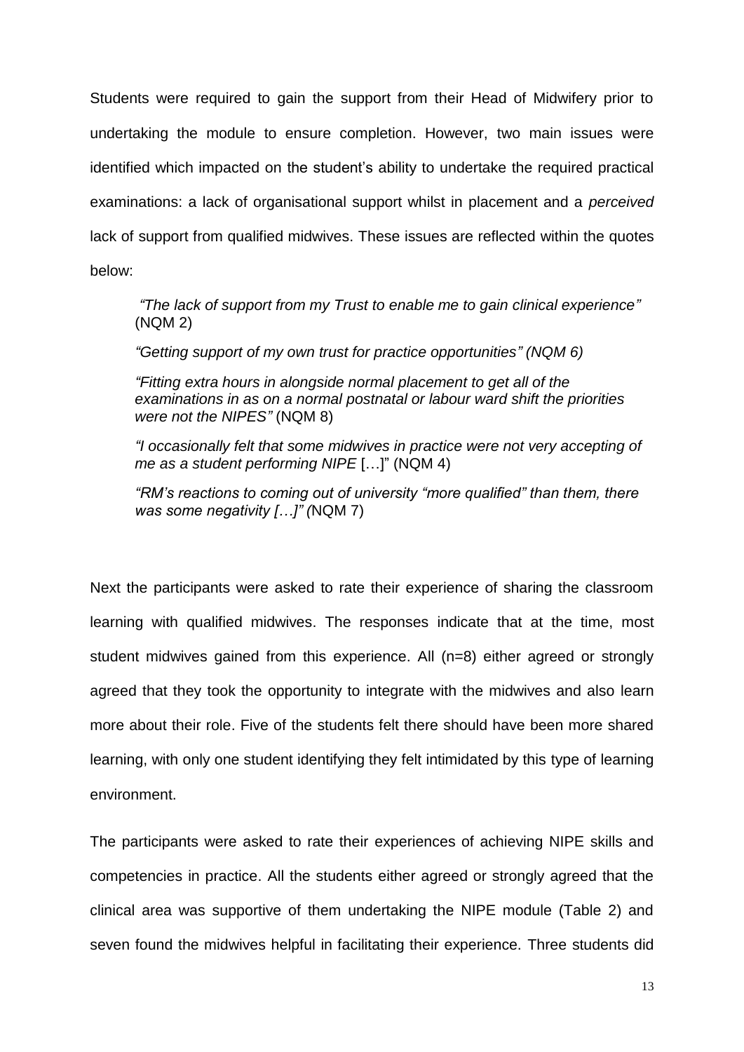Students were required to gain the support from their Head of Midwifery prior to undertaking the module to ensure completion. However, two main issues were identified which impacted on the student's ability to undertake the required practical examinations: a lack of organisational support whilst in placement and a *perceived* lack of support from qualified midwives. These issues are reflected within the quotes below:

> *"The lack of support from my Trust to enable me to gain clinical experience"* (NQM 2)
>
> *"Getting support of my own trust for practice opportunities" (NQM 6)*
>
> *"Fitting extra hours in alongside normal placement to get all of the examinations in as on a normal postnatal or labour ward shift the priorities were not the NIPES"* (NQM 8)
>
> *"I occasionally felt that some midwives in practice were not very accepting of me as a student performing NIPE* […]" (NQM 4)
>
> *"RM's reactions to coming out of university "more qualified" than them, there was some negativity […]" (*NQM 7)

Next the participants were asked to rate their experience of sharing the classroom learning with qualified midwives. The responses indicate that at the time, most student midwives gained from this experience. All (n=8) either agreed or strongly agreed that they took the opportunity to integrate with the midwives and also learn more about their role. Five of the students felt there should have been more shared learning, with only one student identifying they felt intimidated by this type of learning environment.

The participants were asked to rate their experiences of achieving NIPE skills and competencies in practice. All the students either agreed or strongly agreed that the clinical area was supportive of them undertaking the NIPE module (Table 2) and seven found the midwives helpful in facilitating their experience. Three students did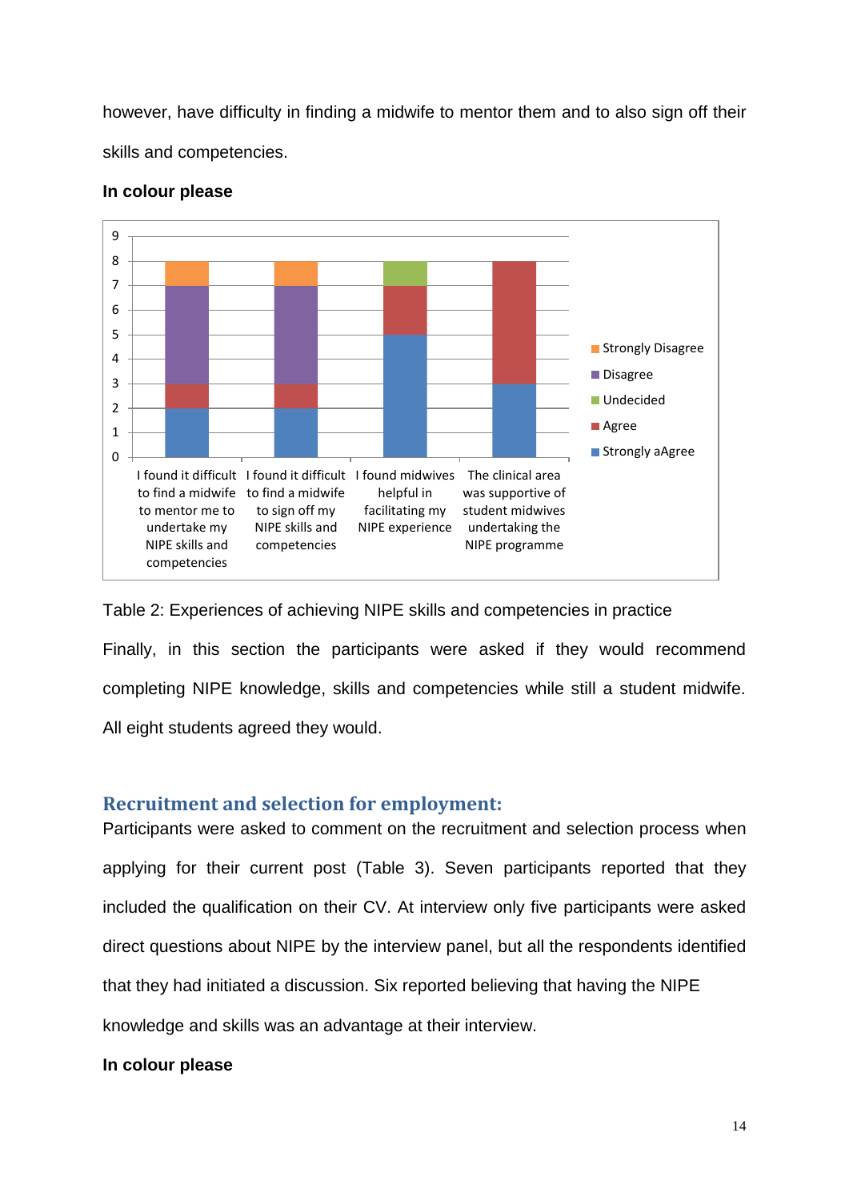however, have difficulty in finding a midwife to mentor them and to also sign off their skills and competencies.

**In colour please**

| | Strongly aAgree | Agree | Undecided | Disagree | Strongly Disagree |
|---|---|---|---|---|---|
| I found it difficult to find a midwife to mentor me to undertake my NIPE skills and competencies | 2 | 1 | | 4 | 1 |
| I found it difficult to find a midwife to sign off my NIPE skills and competencies | 2 | 1 | | 4 | 1 |
| I found midwives helpful in facilitating my NIPE experience | 5 | 2 | 1 | | |
| The clinical area was supportive of student midwives undertaking the NIPE programme | 3 | 5 | | | |

Table 2: Experiences of achieving NIPE skills and competencies in practice

Finally, in this section the participants were asked if they would recommend completing NIPE knowledge, skills and competencies while still a student midwife. All eight students agreed they would.

## Recruitment and selection for employment:

Participants were asked to comment on the recruitment and selection process when applying for their current post (Table 3). Seven participants reported that they included the qualification on their CV. At interview only five participants were asked direct questions about NIPE by the interview panel, but all the respondents identified that they had initiated a discussion. Six reported believing that having the NIPE knowledge and skills was an advantage at their interview.

**In colour please**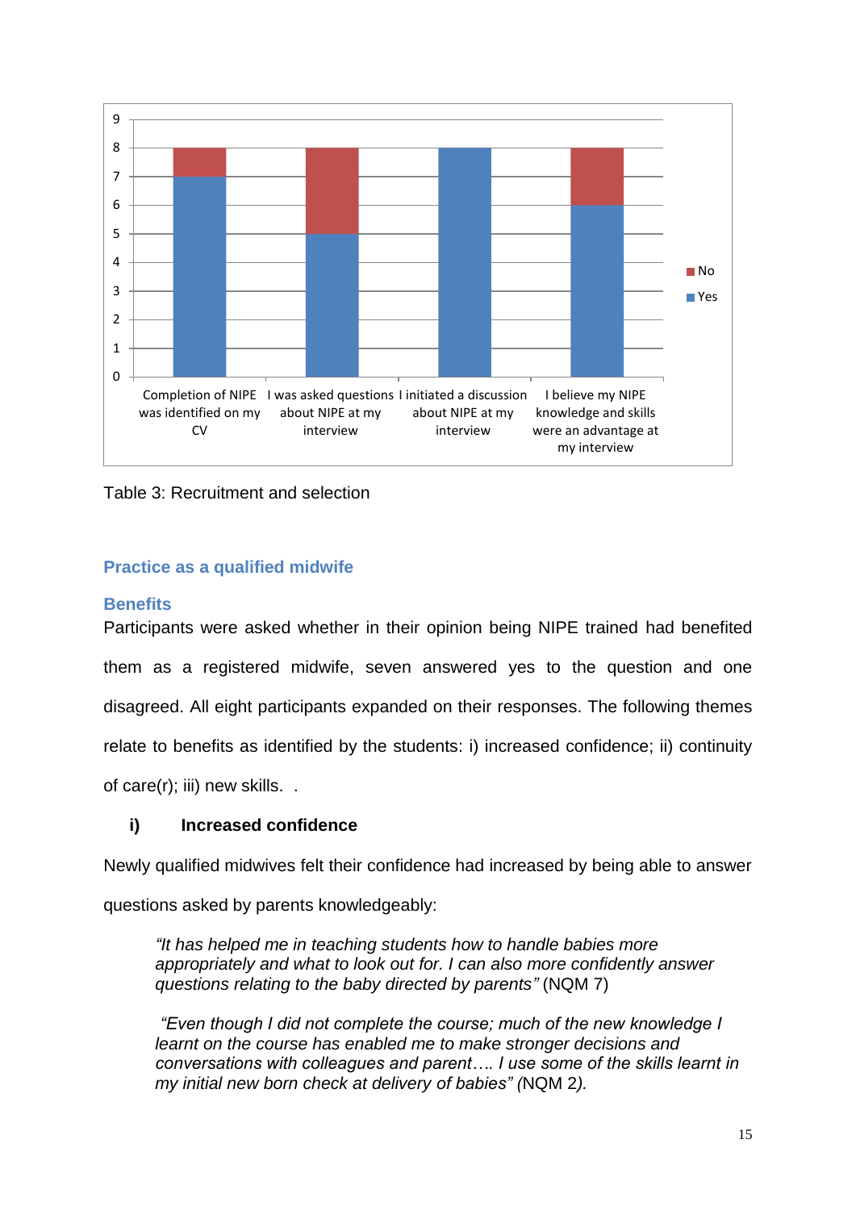| | Yes | No |
|---|---|---|
| Completion of NIPE was identified on my CV | 7 | 1 |
| I was asked questions about NIPE at my interview | 5 | 3 |
| I initiated a discussion about NIPE at my interview | 8 | 0 |
| I believe my NIPE knowledge and skills were an advantage at my interview | 6 | 2 |

Table 3: Recruitment and selection

## Practice as a qualified midwife

### Benefits

Participants were asked whether in their opinion being NIPE trained had benefited them as a registered midwife, seven answered yes to the question and one disagreed. All eight participants expanded on their responses. The following themes relate to benefits as identified by the students: i) increased confidence; ii) continuity of care(r); iii) new skills. .

#### i) Increased confidence

Newly qualified midwives felt their confidence had increased by being able to answer questions asked by parents knowledgeably:

> *"It has helped me in teaching students how to handle babies more appropriately and what to look out for. I can also more confidently answer questions relating to the baby directed by parents"* (NQM 7)

> *"Even though I did not complete the course; much of the new knowledge I learnt on the course has enabled me to make stronger decisions and conversations with colleagues and parent…. I use some of the skills learnt in my initial new born check at delivery of babies" (*NQM 2*).*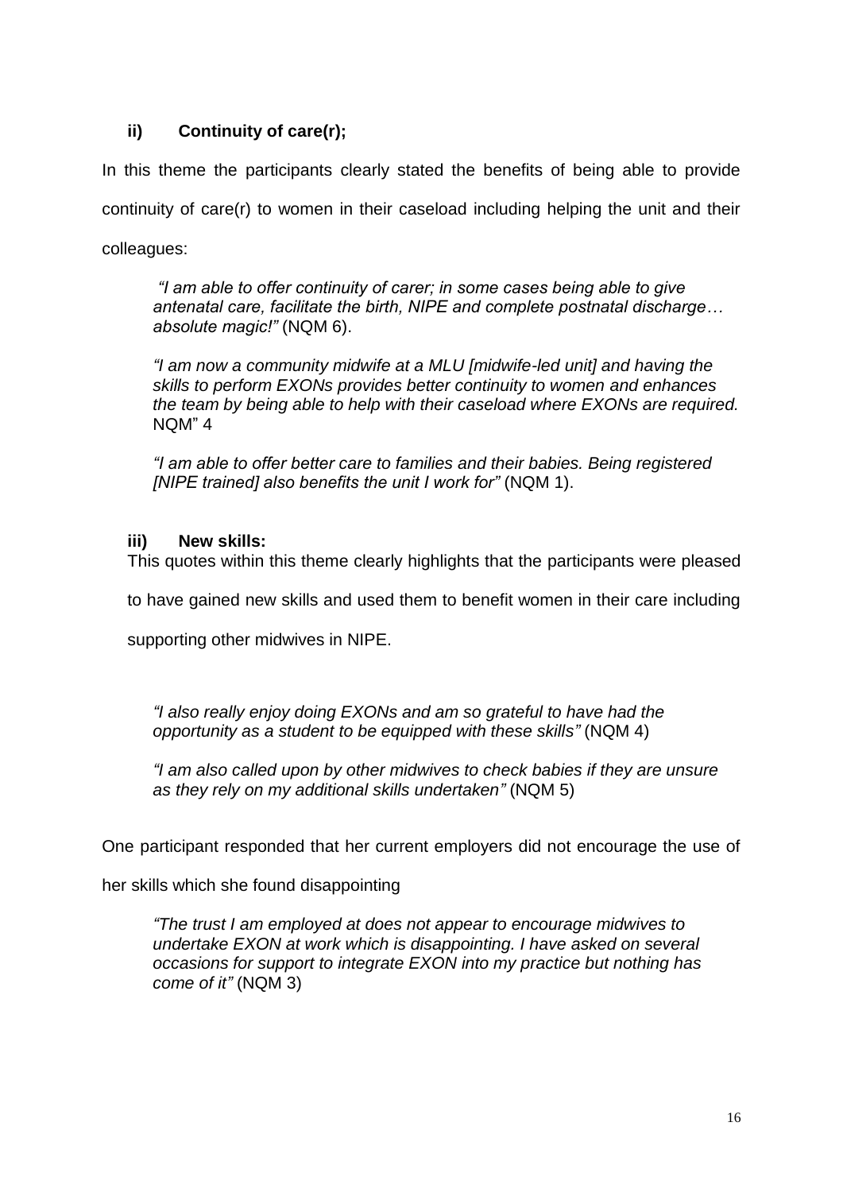### ii) Continuity of care(r);

In this theme the participants clearly stated the benefits of being able to provide continuity of care(r) to women in their caseload including helping the unit and their colleagues:

> *"I am able to offer continuity of carer; in some cases being able to give antenatal care, facilitate the birth, NIPE and complete postnatal discharge… absolute magic!"* (NQM 6).
>
> *"I am now a community midwife at a MLU [midwife-led unit] and having the skills to perform EXONs provides better continuity to women and enhances the team by being able to help with their caseload where EXONs are required.* NQM" 4
>
> *"I am able to offer better care to families and their babies. Being registered [NIPE trained] also benefits the unit I work for"* (NQM 1).

### iii) New skills:

This quotes within this theme clearly highlights that the participants were pleased to have gained new skills and used them to benefit women in their care including supporting other midwives in NIPE.

> *"I also really enjoy doing EXONs and am so grateful to have had the opportunity as a student to be equipped with these skills"* (NQM 4)
>
> *"I am also called upon by other midwives to check babies if they are unsure as they rely on my additional skills undertaken"* (NQM 5)

One participant responded that her current employers did not encourage the use of her skills which she found disappointing

> *"The trust I am employed at does not appear to encourage midwives to undertake EXON at work which is disappointing. I have asked on several occasions for support to integrate EXON into my practice but nothing has come of it"* (NQM 3)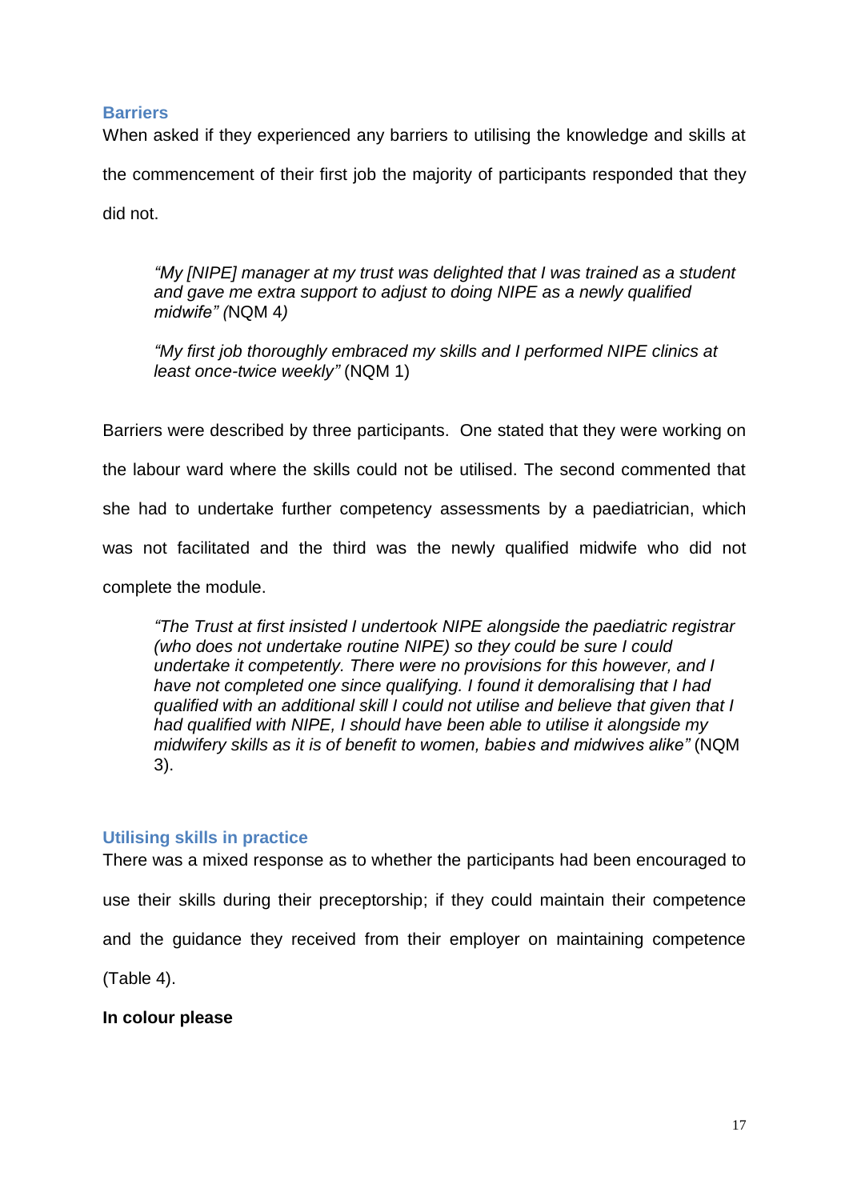## Barriers

When asked if they experienced any barriers to utilising the knowledge and skills at the commencement of their first job the majority of participants responded that they did not.

> *"My [NIPE] manager at my trust was delighted that I was trained as a student and gave me extra support to adjust to doing NIPE as a newly qualified midwife" (*NQM 4*)*

> *"My first job thoroughly embraced my skills and I performed NIPE clinics at least once-twice weekly"* (NQM 1)

Barriers were described by three participants. One stated that they were working on the labour ward where the skills could not be utilised. The second commented that she had to undertake further competency assessments by a paediatrician, which was not facilitated and the third was the newly qualified midwife who did not complete the module.

> *"The Trust at first insisted I undertook NIPE alongside the paediatric registrar (who does not undertake routine NIPE) so they could be sure I could undertake it competently. There were no provisions for this however, and I have not completed one since qualifying. I found it demoralising that I had qualified with an additional skill I could not utilise and believe that given that I had qualified with NIPE, I should have been able to utilise it alongside my midwifery skills as it is of benefit to women, babies and midwives alike"* (NQM 3).

## Utilising skills in practice

There was a mixed response as to whether the participants had been encouraged to use their skills during their preceptorship; if they could maintain their competence and the guidance they received from their employer on maintaining competence (Table 4).

**In colour please**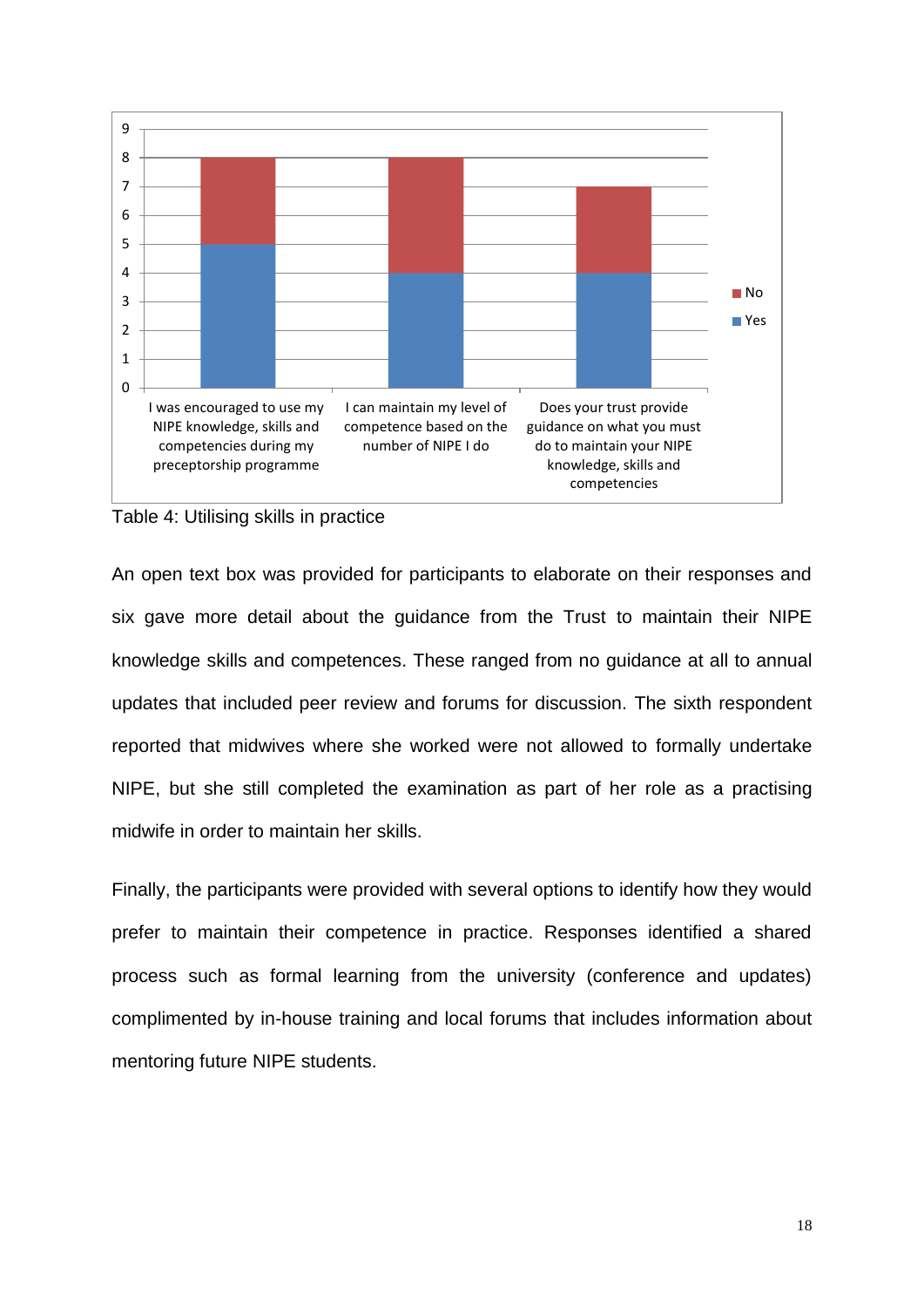| | Yes | No |
|---|---|---|
| I was encouraged to use my NIPE knowledge, skills and competencies during my preceptorship programme | 5 | 3 |
| I can maintain my level of competence based on the number of NIPE I do | 4 | 4 |
| Does your trust provide guidance on what you must do to maintain your NIPE knowledge, skills and competencies | 4 | 3 |

Table 4: Utilising skills in practice

An open text box was provided for participants to elaborate on their responses and six gave more detail about the guidance from the Trust to maintain their NIPE knowledge skills and competences. These ranged from no guidance at all to annual updates that included peer review and forums for discussion. The sixth respondent reported that midwives where she worked were not allowed to formally undertake NIPE, but she still completed the examination as part of her role as a practising midwife in order to maintain her skills.

Finally, the participants were provided with several options to identify how they would prefer to maintain their competence in practice. Responses identified a shared process such as formal learning from the university (conference and updates) complimented by in-house training and local forums that includes information about mentoring future NIPE students.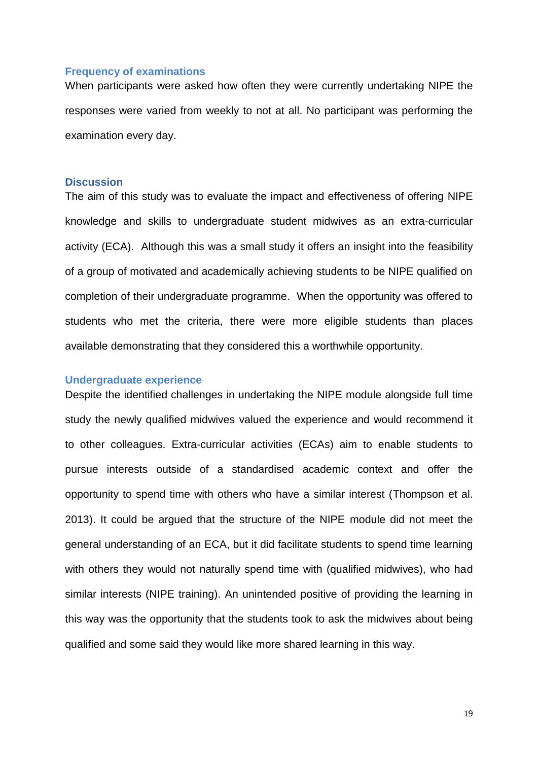### Frequency of examinations

When participants were asked how often they were currently undertaking NIPE the responses were varied from weekly to not at all. No participant was performing the examination every day.

## Discussion

The aim of this study was to evaluate the impact and effectiveness of offering NIPE knowledge and skills to undergraduate student midwives as an extra-curricular activity (ECA). Although this was a small study it offers an insight into the feasibility of a group of motivated and academically achieving students to be NIPE qualified on completion of their undergraduate programme. When the opportunity was offered to students who met the criteria, there were more eligible students than places available demonstrating that they considered this a worthwhile opportunity.

### Undergraduate experience

Despite the identified challenges in undertaking the NIPE module alongside full time study the newly qualified midwives valued the experience and would recommend it to other colleagues. Extra-curricular activities (ECAs) aim to enable students to pursue interests outside of a standardised academic context and offer the opportunity to spend time with others who have a similar interest (Thompson et al. 2013). It could be argued that the structure of the NIPE module did not meet the general understanding of an ECA, but it did facilitate students to spend time learning with others they would not naturally spend time with (qualified midwives), who had similar interests (NIPE training). An unintended positive of providing the learning in this way was the opportunity that the students took to ask the midwives about being qualified and some said they would like more shared learning in this way.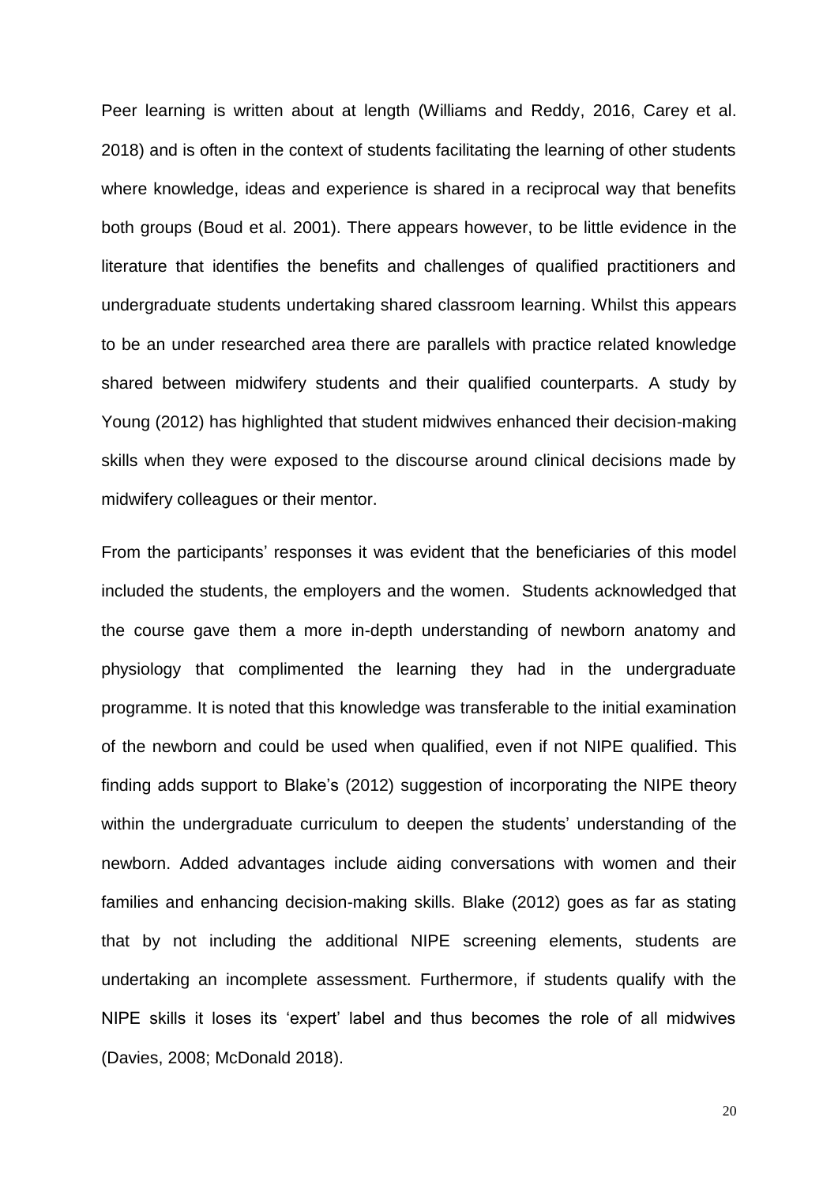Peer learning is written about at length (Williams and Reddy, 2016, Carey et al. 2018) and is often in the context of students facilitating the learning of other students where knowledge, ideas and experience is shared in a reciprocal way that benefits both groups (Boud et al. 2001). There appears however, to be little evidence in the literature that identifies the benefits and challenges of qualified practitioners and undergraduate students undertaking shared classroom learning. Whilst this appears to be an under researched area there are parallels with practice related knowledge shared between midwifery students and their qualified counterparts. A study by Young (2012) has highlighted that student midwives enhanced their decision-making skills when they were exposed to the discourse around clinical decisions made by midwifery colleagues or their mentor.

From the participants' responses it was evident that the beneficiaries of this model included the students, the employers and the women. Students acknowledged that the course gave them a more in-depth understanding of newborn anatomy and physiology that complimented the learning they had in the undergraduate programme. It is noted that this knowledge was transferable to the initial examination of the newborn and could be used when qualified, even if not NIPE qualified. This finding adds support to Blake's (2012) suggestion of incorporating the NIPE theory within the undergraduate curriculum to deepen the students' understanding of the newborn. Added advantages include aiding conversations with women and their families and enhancing decision-making skills. Blake (2012) goes as far as stating that by not including the additional NIPE screening elements, students are undertaking an incomplete assessment. Furthermore, if students qualify with the NIPE skills it loses its 'expert' label and thus becomes the role of all midwives (Davies, 2008; McDonald 2018).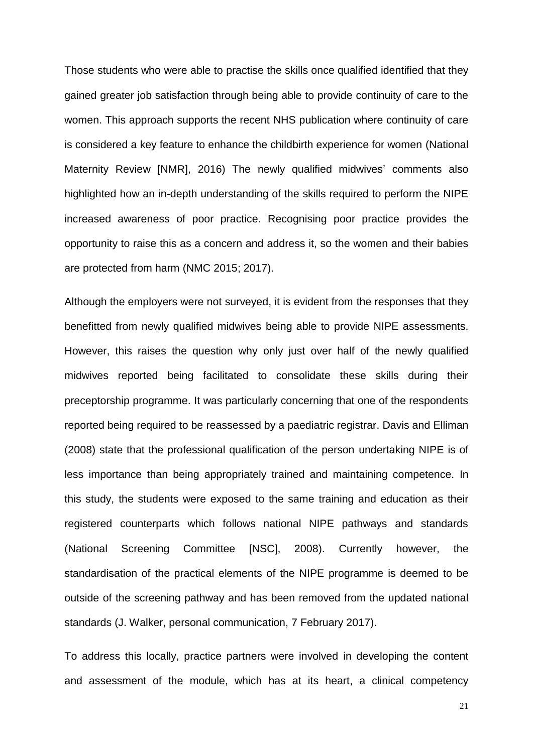Those students who were able to practise the skills once qualified identified that they gained greater job satisfaction through being able to provide continuity of care to the women. This approach supports the recent NHS publication where continuity of care is considered a key feature to enhance the childbirth experience for women (National Maternity Review [NMR], 2016) The newly qualified midwives' comments also highlighted how an in-depth understanding of the skills required to perform the NIPE increased awareness of poor practice. Recognising poor practice provides the opportunity to raise this as a concern and address it, so the women and their babies are protected from harm (NMC 2015; 2017).

Although the employers were not surveyed, it is evident from the responses that they benefitted from newly qualified midwives being able to provide NIPE assessments. However, this raises the question why only just over half of the newly qualified midwives reported being facilitated to consolidate these skills during their preceptorship programme. It was particularly concerning that one of the respondents reported being required to be reassessed by a paediatric registrar. Davis and Elliman (2008) state that the professional qualification of the person undertaking NIPE is of less importance than being appropriately trained and maintaining competence. In this study, the students were exposed to the same training and education as their registered counterparts which follows national NIPE pathways and standards (National Screening Committee [NSC], 2008). Currently however, the standardisation of the practical elements of the NIPE programme is deemed to be outside of the screening pathway and has been removed from the updated national standards (J. Walker, personal communication, 7 February 2017).

To address this locally, practice partners were involved in developing the content and assessment of the module, which has at its heart, a clinical competency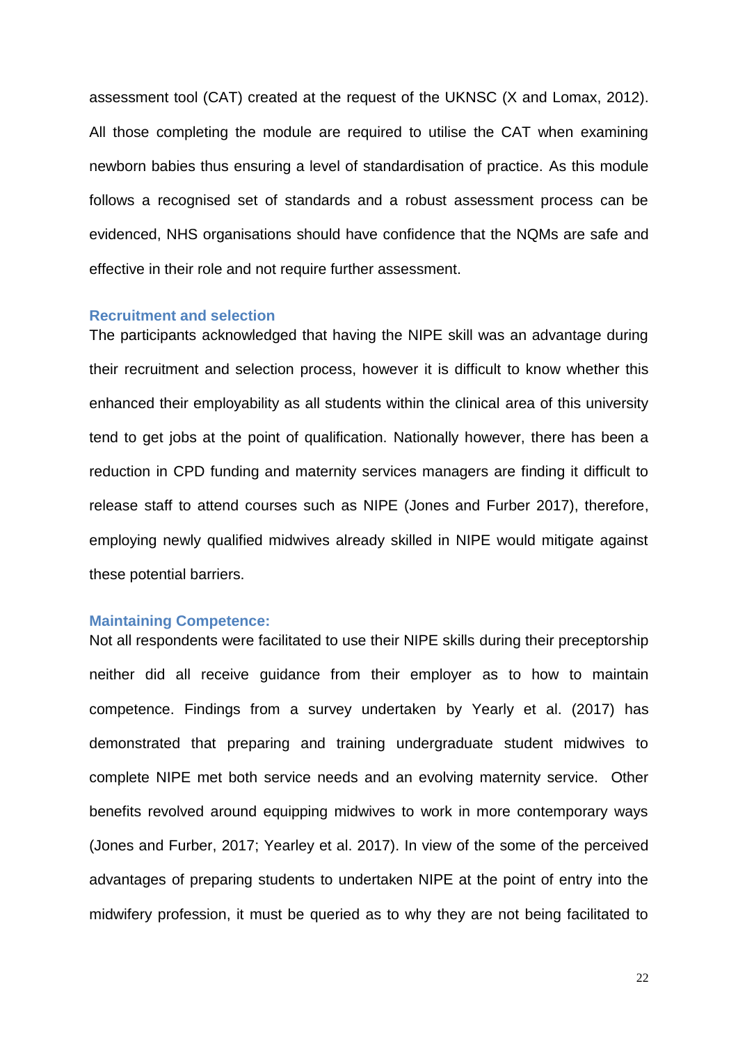assessment tool (CAT) created at the request of the UKNSC (X and Lomax, 2012). All those completing the module are required to utilise the CAT when examining newborn babies thus ensuring a level of standardisation of practice. As this module follows a recognised set of standards and a robust assessment process can be evidenced, NHS organisations should have confidence that the NQMs are safe and effective in their role and not require further assessment.

### Recruitment and selection

The participants acknowledged that having the NIPE skill was an advantage during their recruitment and selection process, however it is difficult to know whether this enhanced their employability as all students within the clinical area of this university tend to get jobs at the point of qualification. Nationally however, there has been a reduction in CPD funding and maternity services managers are finding it difficult to release staff to attend courses such as NIPE (Jones and Furber 2017), therefore, employing newly qualified midwives already skilled in NIPE would mitigate against these potential barriers.

### Maintaining Competence:

Not all respondents were facilitated to use their NIPE skills during their preceptorship neither did all receive guidance from their employer as to how to maintain competence. Findings from a survey undertaken by Yearly et al. (2017) has demonstrated that preparing and training undergraduate student midwives to complete NIPE met both service needs and an evolving maternity service. Other benefits revolved around equipping midwives to work in more contemporary ways (Jones and Furber, 2017; Yearley et al. 2017). In view of the some of the perceived advantages of preparing students to undertaken NIPE at the point of entry into the midwifery profession, it must be queried as to why they are not being facilitated to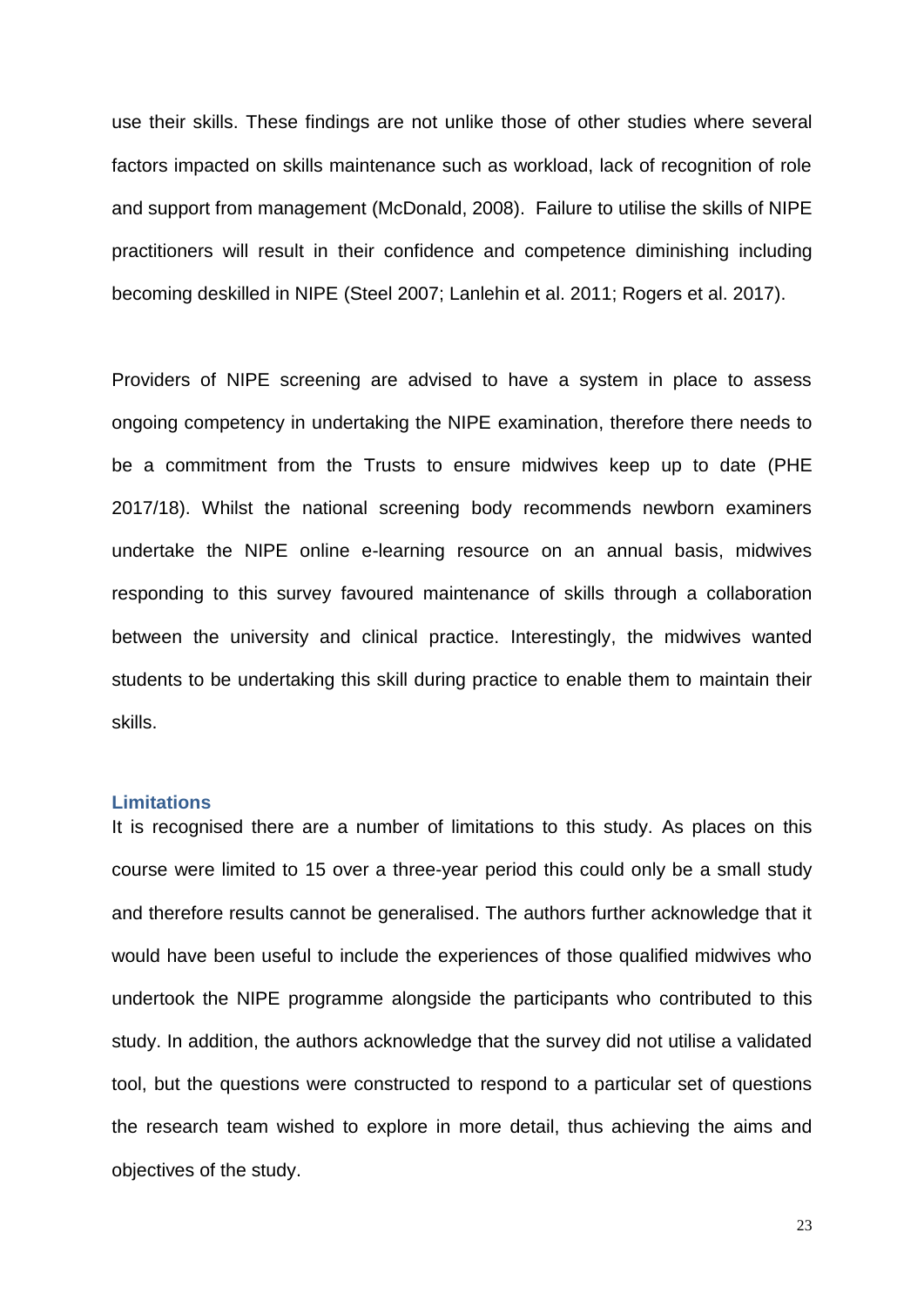use their skills. These findings are not unlike those of other studies where several factors impacted on skills maintenance such as workload, lack of recognition of role and support from management (McDonald, 2008). Failure to utilise the skills of NIPE practitioners will result in their confidence and competence diminishing including becoming deskilled in NIPE (Steel 2007; Lanlehin et al. 2011; Rogers et al. 2017).

Providers of NIPE screening are advised to have a system in place to assess ongoing competency in undertaking the NIPE examination, therefore there needs to be a commitment from the Trusts to ensure midwives keep up to date (PHE 2017/18). Whilst the national screening body recommends newborn examiners undertake the NIPE online e-learning resource on an annual basis, midwives responding to this survey favoured maintenance of skills through a collaboration between the university and clinical practice. Interestingly, the midwives wanted students to be undertaking this skill during practice to enable them to maintain their skills.

### Limitations

It is recognised there are a number of limitations to this study. As places on this course were limited to 15 over a three-year period this could only be a small study and therefore results cannot be generalised. The authors further acknowledge that it would have been useful to include the experiences of those qualified midwives who undertook the NIPE programme alongside the participants who contributed to this study. In addition, the authors acknowledge that the survey did not utilise a validated tool, but the questions were constructed to respond to a particular set of questions the research team wished to explore in more detail, thus achieving the aims and objectives of the study.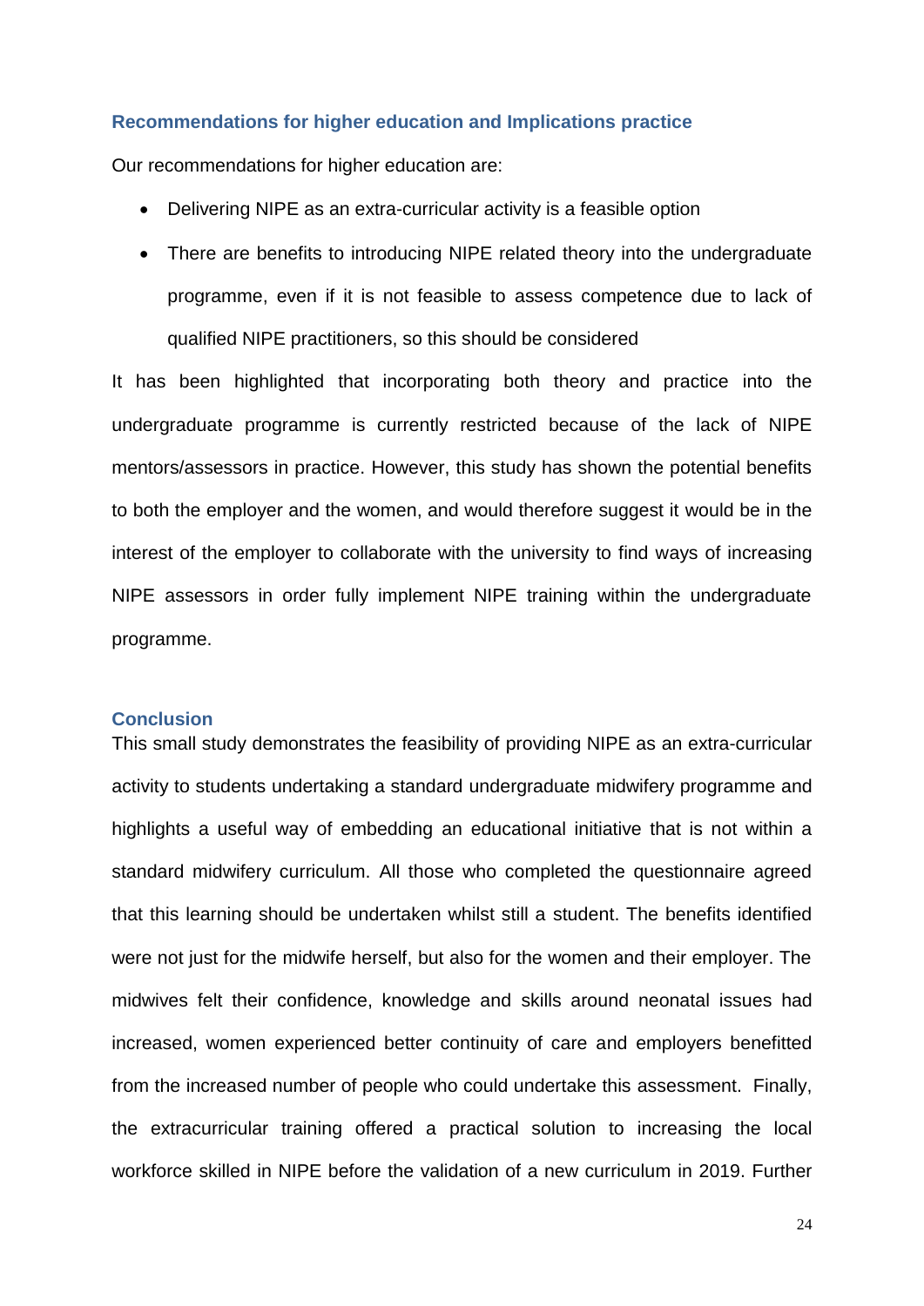## Recommendations for higher education and Implications practice

Our recommendations for higher education are:

- Delivering NIPE as an extra-curricular activity is a feasible option
- There are benefits to introducing NIPE related theory into the undergraduate programme, even if it is not feasible to assess competence due to lack of qualified NIPE practitioners, so this should be considered

It has been highlighted that incorporating both theory and practice into the undergraduate programme is currently restricted because of the lack of NIPE mentors/assessors in practice. However, this study has shown the potential benefits to both the employer and the women, and would therefore suggest it would be in the interest of the employer to collaborate with the university to find ways of increasing NIPE assessors in order fully implement NIPE training within the undergraduate programme.

## Conclusion

This small study demonstrates the feasibility of providing NIPE as an extra-curricular activity to students undertaking a standard undergraduate midwifery programme and highlights a useful way of embedding an educational initiative that is not within a standard midwifery curriculum. All those who completed the questionnaire agreed that this learning should be undertaken whilst still a student. The benefits identified were not just for the midwife herself, but also for the women and their employer. The midwives felt their confidence, knowledge and skills around neonatal issues had increased, women experienced better continuity of care and employers benefitted from the increased number of people who could undertake this assessment. Finally, the extracurricular training offered a practical solution to increasing the local workforce skilled in NIPE before the validation of a new curriculum in 2019. Further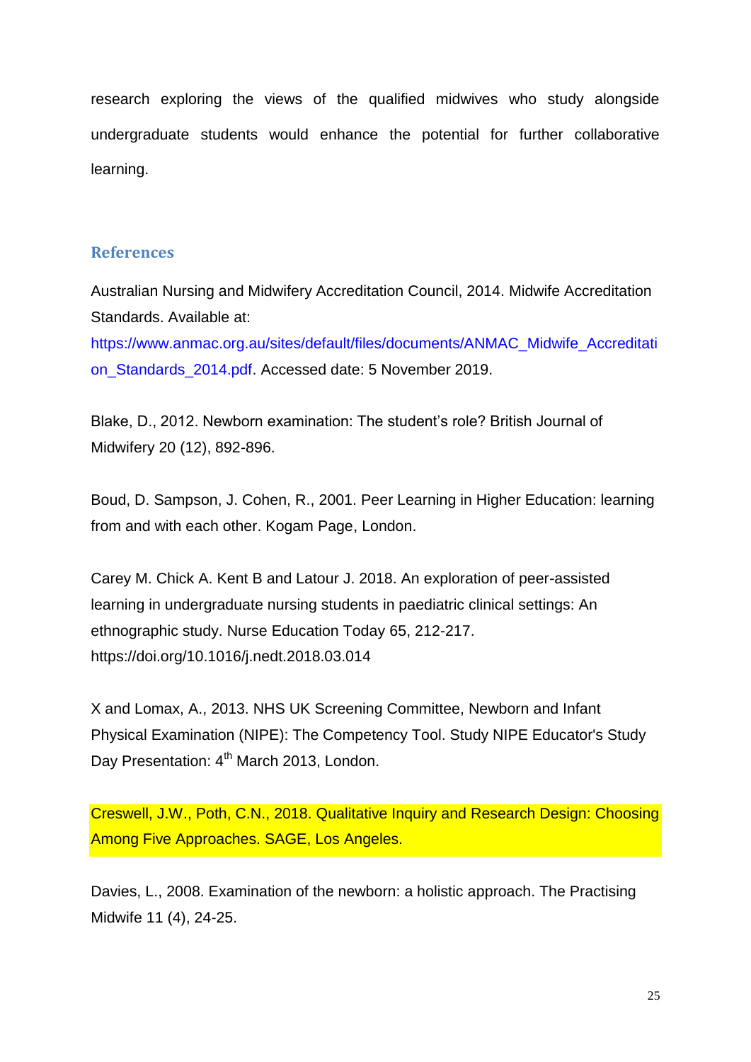research exploring the views of the qualified midwives who study alongside undergraduate students would enhance the potential for further collaborative learning.

## References

Australian Nursing and Midwifery Accreditation Council, 2014. Midwife Accreditation Standards. Available at: https://www.anmac.org.au/sites/default/files/documents/ANMAC_Midwife_Accreditation_Standards_2014.pdf. Accessed date: 5 November 2019.

Blake, D., 2012. Newborn examination: The student's role? British Journal of Midwifery 20 (12), 892-896.

Boud, D. Sampson, J. Cohen, R., 2001. Peer Learning in Higher Education: learning from and with each other. Kogam Page, London.

Carey M. Chick A. Kent B and Latour J. 2018. An exploration of peer-assisted learning in undergraduate nursing students in paediatric clinical settings: An ethnographic study. Nurse Education Today 65, 212-217. https://doi.org/10.1016/j.nedt.2018.03.014

X and Lomax, A., 2013. NHS UK Screening Committee, Newborn and Infant Physical Examination (NIPE): The Competency Tool. Study NIPE Educator's Study Day Presentation: 4th March 2013, London.

Creswell, J.W., Poth, C.N., 2018. Qualitative Inquiry and Research Design: Choosing Among Five Approaches. SAGE, Los Angeles.

Davies, L., 2008. Examination of the newborn: a holistic approach. The Practising Midwife 11 (4), 24-25.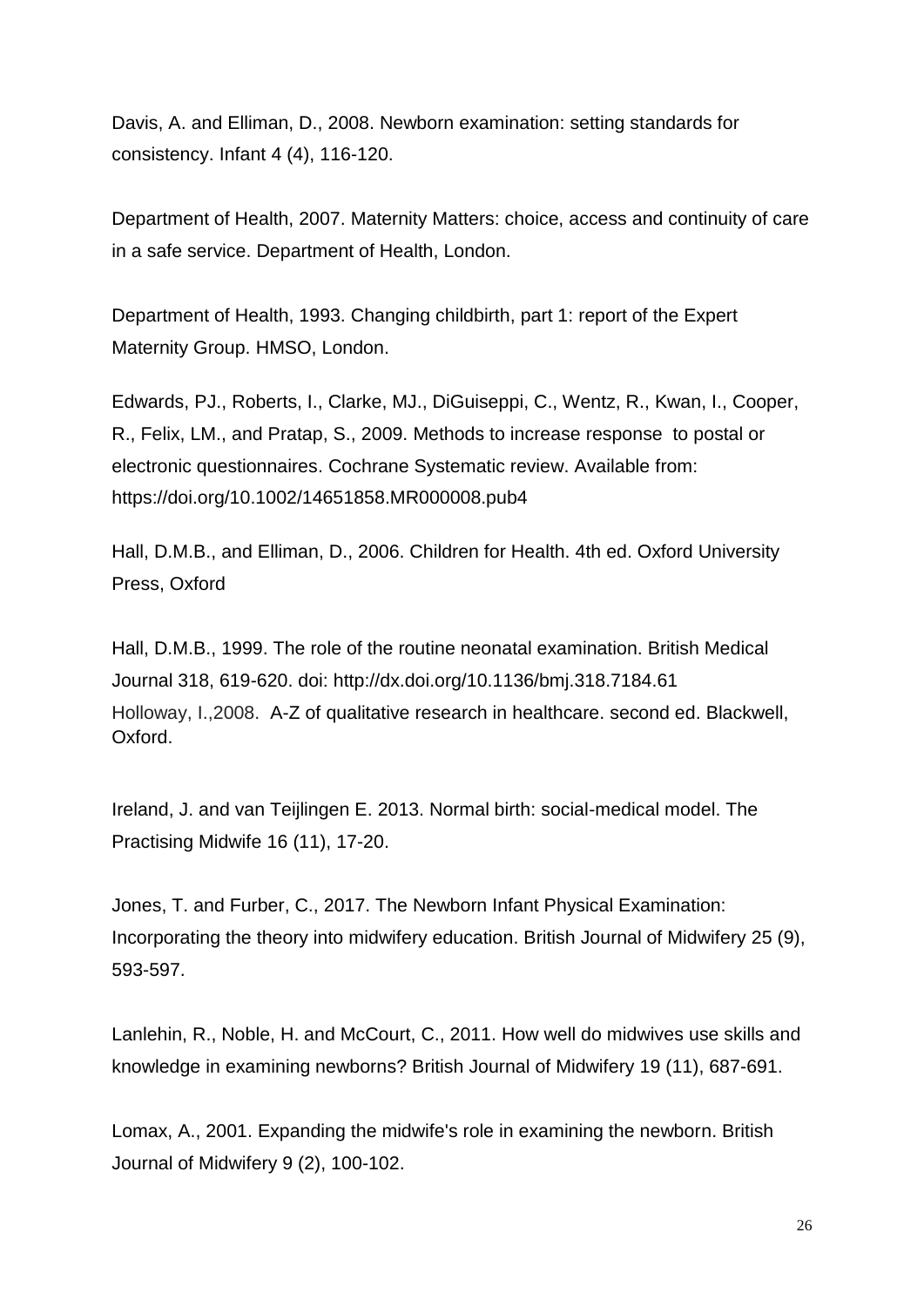Davis, A. and Elliman, D., 2008. Newborn examination: setting standards for consistency. Infant 4 (4), 116-120.

Department of Health, 2007. Maternity Matters: choice, access and continuity of care in a safe service. Department of Health, London.

Department of Health, 1993. Changing childbirth, part 1: report of the Expert Maternity Group. HMSO, London.

Edwards, PJ., Roberts, I., Clarke, MJ., DiGuiseppi, C., Wentz, R., Kwan, I., Cooper, R., Felix, LM., and Pratap, S., 2009. Methods to increase response to postal or electronic questionnaires. Cochrane Systematic review. Available from: https://doi.org/10.1002/14651858.MR000008.pub4

Hall, D.M.B., and Elliman, D., 2006. Children for Health. 4th ed. Oxford University Press, Oxford

Hall, D.M.B., 1999. The role of the routine neonatal examination. British Medical Journal 318, 619-620. doi: http://dx.doi.org/10.1136/bmj.318.7184.61

Holloway, I.,2008. A-Z of qualitative research in healthcare. second ed. Blackwell, Oxford.

Ireland, J. and van Teijlingen E. 2013. Normal birth: social-medical model. The Practising Midwife 16 (11), 17-20.

Jones, T. and Furber, C., 2017. The Newborn Infant Physical Examination: Incorporating the theory into midwifery education. British Journal of Midwifery 25 (9), 593-597.

Lanlehin, R., Noble, H. and McCourt, C., 2011. How well do midwives use skills and knowledge in examining newborns? British Journal of Midwifery 19 (11), 687-691.

Lomax, A., 2001. Expanding the midwife's role in examining the newborn. British Journal of Midwifery 9 (2), 100-102.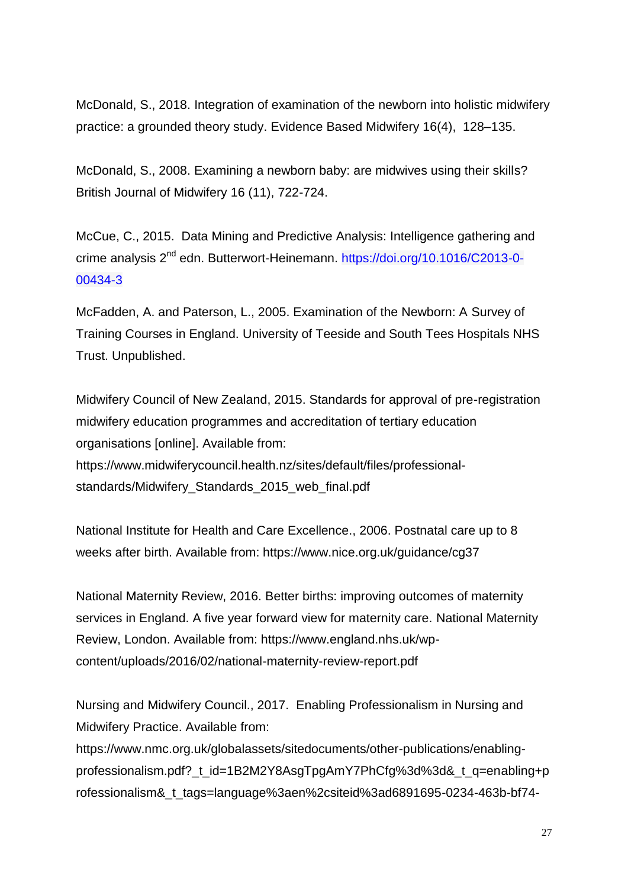McDonald, S., 2018. Integration of examination of the newborn into holistic midwifery practice: a grounded theory study. Evidence Based Midwifery 16(4), 128–135.

McDonald, S., 2008. Examining a newborn baby: are midwives using their skills? British Journal of Midwifery 16 (11), 722-724.

McCue, C., 2015. Data Mining and Predictive Analysis: Intelligence gathering and crime analysis 2nd edn. Butterwort-Heinemann. https://doi.org/10.1016/C2013-0-00434-3

McFadden, A. and Paterson, L., 2005. Examination of the Newborn: A Survey of Training Courses in England. University of Teeside and South Tees Hospitals NHS Trust. Unpublished.

Midwifery Council of New Zealand, 2015. Standards for approval of pre-registration midwifery education programmes and accreditation of tertiary education organisations [online]. Available from: https://www.midwiferycouncil.health.nz/sites/default/files/professional-standards/Midwifery_Standards_2015_web_final.pdf

National Institute for Health and Care Excellence., 2006. Postnatal care up to 8 weeks after birth. Available from: https://www.nice.org.uk/guidance/cg37

National Maternity Review, 2016. Better births: improving outcomes of maternity services in England. A five year forward view for maternity care. National Maternity Review, London. Available from: https://www.england.nhs.uk/wp-content/uploads/2016/02/national-maternity-review-report.pdf

Nursing and Midwifery Council., 2017. Enabling Professionalism in Nursing and Midwifery Practice. Available from: https://www.nmc.org.uk/globalassets/sitedocuments/other-publications/enabling-professionalism.pdf?_t_id=1B2M2Y8AsgTpgAmY7PhCfg%3d%3d&_t_q=enabling+professionalism&_t_tags=language%3aen%2csiteid%3ad6891695-0234-463b-bf74-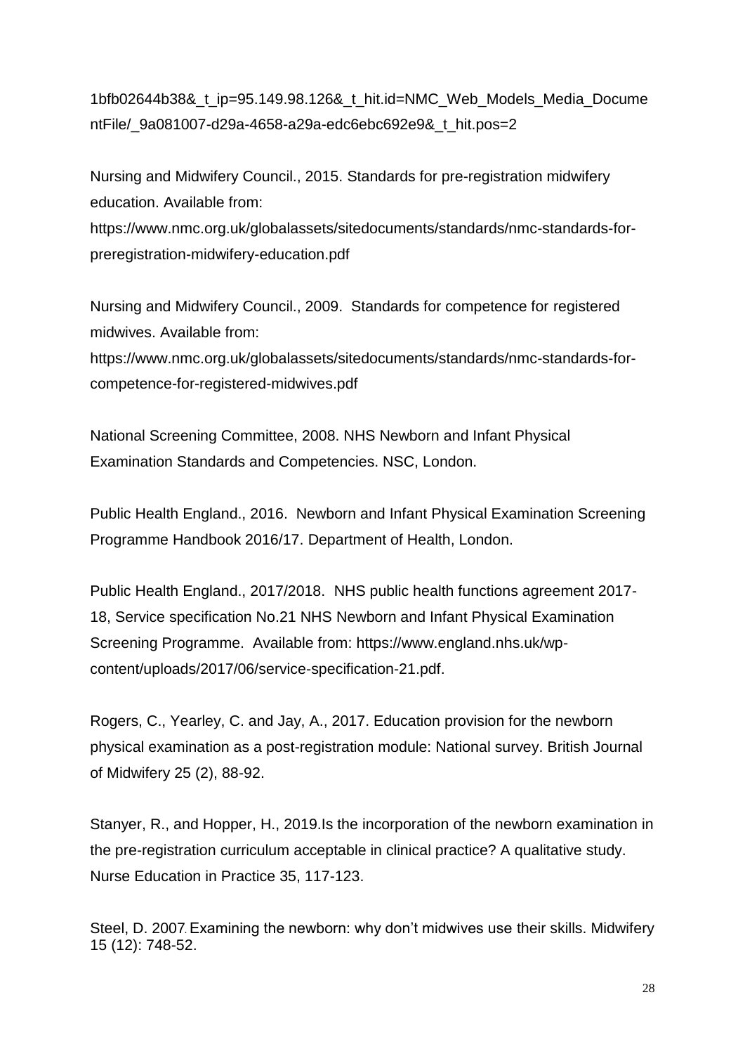1bfb02644b38&_t_ip=95.149.98.126&_t_hit.id=NMC_Web_Models_Media_DocumentFile/_9a081007-d29a-4658-a29a-edc6ebc692e9&_t_hit.pos=2

Nursing and Midwifery Council., 2015. Standards for pre-registration midwifery education. Available from: https://www.nmc.org.uk/globalassets/sitedocuments/standards/nmc-standards-for-preregistration-midwifery-education.pdf

Nursing and Midwifery Council., 2009. Standards for competence for registered midwives. Available from: https://www.nmc.org.uk/globalassets/sitedocuments/standards/nmc-standards-for-competence-for-registered-midwives.pdf

National Screening Committee, 2008. NHS Newborn and Infant Physical Examination Standards and Competencies. NSC, London.

Public Health England., 2016. Newborn and Infant Physical Examination Screening Programme Handbook 2016/17. Department of Health, London.

Public Health England., 2017/2018. NHS public health functions agreement 2017-18, Service specification No.21 NHS Newborn and Infant Physical Examination Screening Programme. Available from: https://www.england.nhs.uk/wp-content/uploads/2017/06/service-specification-21.pdf.

Rogers, C., Yearley, C. and Jay, A., 2017. Education provision for the newborn physical examination as a post-registration module: National survey. British Journal of Midwifery 25 (2), 88-92.

Stanyer, R., and Hopper, H., 2019.Is the incorporation of the newborn examination in the pre-registration curriculum acceptable in clinical practice? A qualitative study. Nurse Education in Practice 35, 117-123.

Steel, D. 2007. Examining the newborn: why don't midwives use their skills. Midwifery 15 (12): 748-52.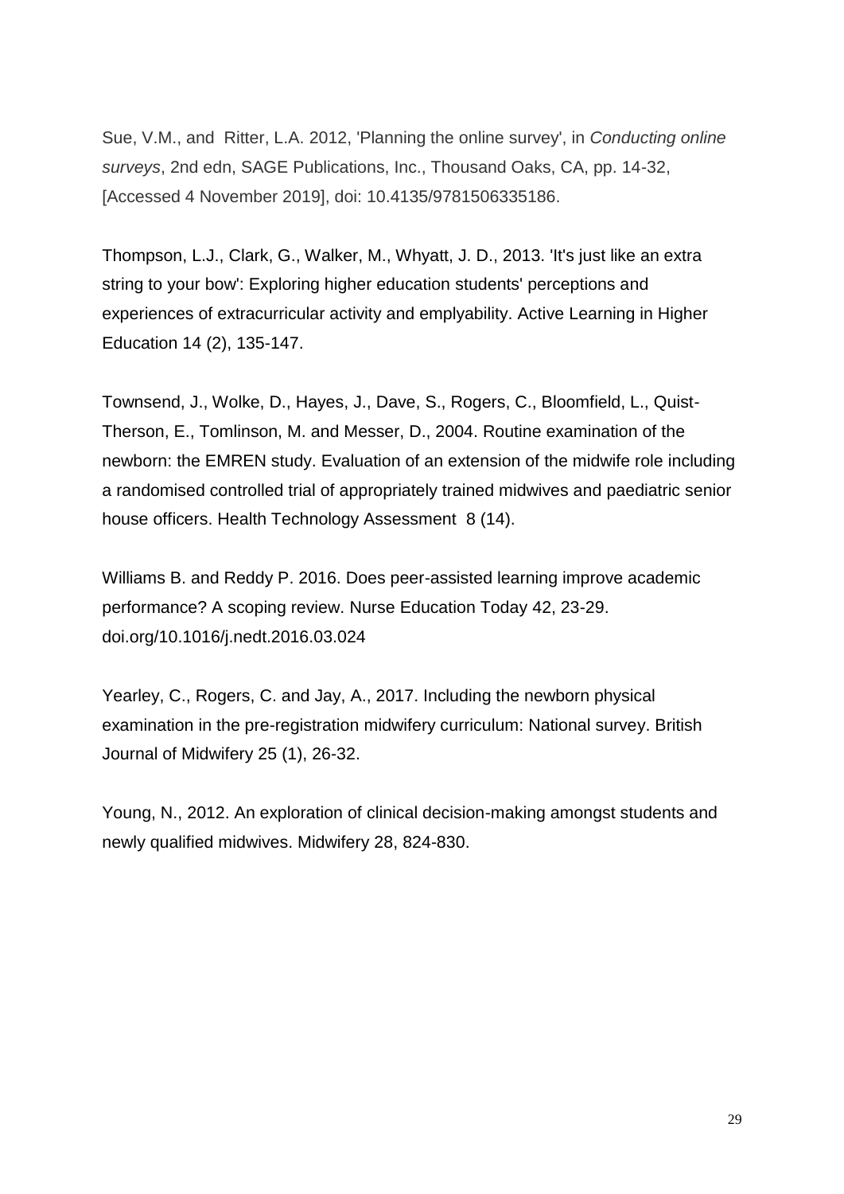Sue, V.M., and  Ritter, L.A. 2012, 'Planning the online survey', in *Conducting online surveys*, 2nd edn, SAGE Publications, Inc., Thousand Oaks, CA, pp. 14-32, [Accessed 4 November 2019], doi: 10.4135/9781506335186.

Thompson, L.J., Clark, G., Walker, M., Whyatt, J. D., 2013. 'It's just like an extra string to your bow': Exploring higher education students' perceptions and experiences of extracurricular activity and emplyability. Active Learning in Higher Education 14 (2), 135-147.

Townsend, J., Wolke, D., Hayes, J., Dave, S., Rogers, C., Bloomfield, L., Quist-Therson, E., Tomlinson, M. and Messer, D., 2004. Routine examination of the newborn: the EMREN study. Evaluation of an extension of the midwife role including a randomised controlled trial of appropriately trained midwives and paediatric senior house officers. Health Technology Assessment  8 (14).

Williams B. and Reddy P. 2016. Does peer-assisted learning improve academic performance? A scoping review. Nurse Education Today 42, 23-29. doi.org/10.1016/j.nedt.2016.03.024

Yearley, C., Rogers, C. and Jay, A., 2017. Including the newborn physical examination in the pre-registration midwifery curriculum: National survey. British Journal of Midwifery 25 (1), 26-32.

Young, N., 2012. An exploration of clinical decision-making amongst students and newly qualified midwives. Midwifery 28, 824-830.